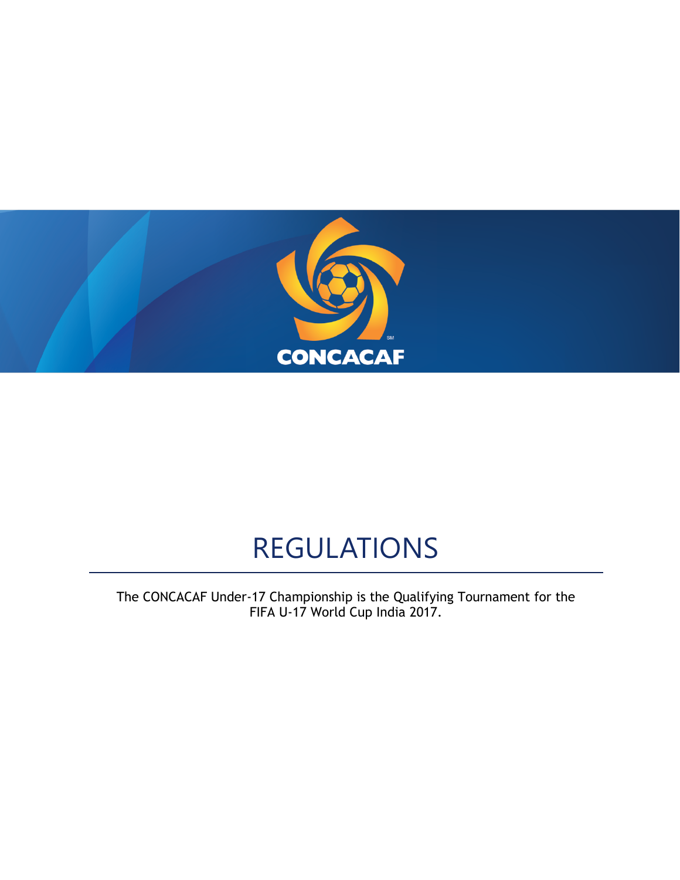CONCACAF

# REGULATIONS

The CONCACAF Under-17 Championship is the Qualifying Tournament for the FIFA U-17 World Cup India 2017.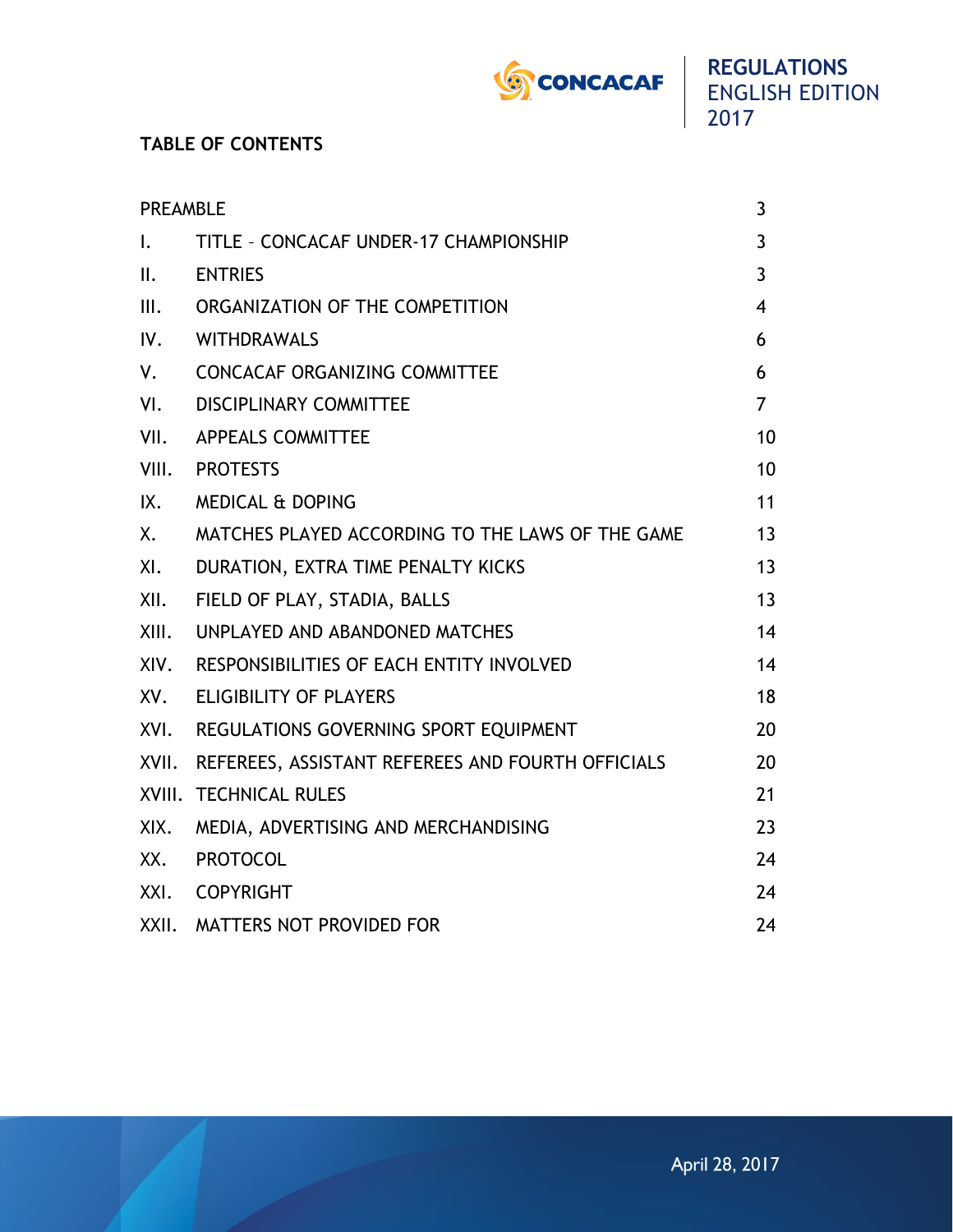## TABLE OF CONTENTS

| | | |
|---|---|---|
| PREAMBLE | | 3 |
| I. | TITLE – CONCACAF UNDER-17 CHAMPIONSHIP | 3 |
| II. | ENTRIES | 3 |
| III. | ORGANIZATION OF THE COMPETITION | 4 |
| IV. | WITHDRAWALS | 6 |
| V. | CONCACAF ORGANIZING COMMITTEE | 6 |
| VI. | DISCIPLINARY COMMITTEE | 7 |
| VII. | APPEALS COMMITTEE | 10 |
| VIII. | PROTESTS | 10 |
| IX. | MEDICAL & DOPING | 11 |
| X. | MATCHES PLAYED ACCORDING TO THE LAWS OF THE GAME | 13 |
| XI. | DURATION, EXTRA TIME PENALTY KICKS | 13 |
| XII. | FIELD OF PLAY, STADIA, BALLS | 13 |
| XIII. | UNPLAYED AND ABANDONED MATCHES | 14 |
| XIV. | RESPONSIBILITIES OF EACH ENTITY INVOLVED | 14 |
| XV. | ELIGIBILITY OF PLAYERS | 18 |
| XVI. | REGULATIONS GOVERNING SPORT EQUIPMENT | 20 |
| XVII. | REFEREES, ASSISTANT REFEREES AND FOURTH OFFICIALS | 20 |
| XVIII. | TECHNICAL RULES | 21 |
| XIX. | MEDIA, ADVERTISING AND MERCHANDISING | 23 |
| XX. | PROTOCOL | 24 |
| XXI. | COPYRIGHT | 24 |
| XXII. | MATTERS NOT PROVIDED FOR | 24 |

April 28, 2017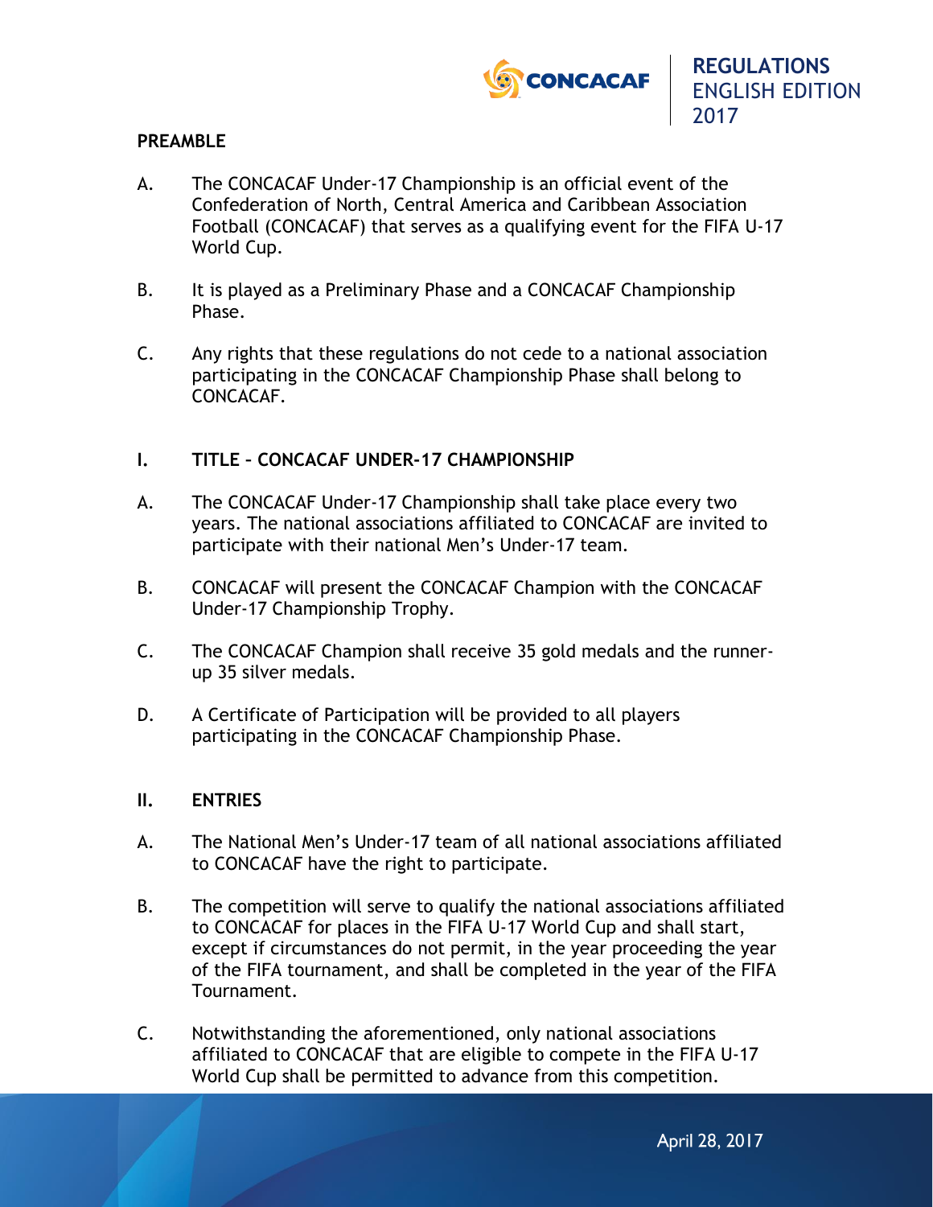## PREAMBLE

A. The CONCACAF Under-17 Championship is an official event of the Confederation of North, Central America and Caribbean Association Football (CONCACAF) that serves as a qualifying event for the FIFA U-17 World Cup.

B. It is played as a Preliminary Phase and a CONCACAF Championship Phase.

C. Any rights that these regulations do not cede to a national association participating in the CONCACAF Championship Phase shall belong to CONCACAF.

## I. TITLE – CONCACAF UNDER-17 CHAMPIONSHIP

A. The CONCACAF Under-17 Championship shall take place every two years. The national associations affiliated to CONCACAF are invited to participate with their national Men's Under-17 team.

B. CONCACAF will present the CONCACAF Champion with the CONCACAF Under-17 Championship Trophy.

C. The CONCACAF Champion shall receive 35 gold medals and the runner-up 35 silver medals.

D. A Certificate of Participation will be provided to all players participating in the CONCACAF Championship Phase.

## II. ENTRIES

A. The National Men's Under-17 team of all national associations affiliated to CONCACAF have the right to participate.

B. The competition will serve to qualify the national associations affiliated to CONCACAF for places in the FIFA U-17 World Cup and shall start, except if circumstances do not permit, in the year proceeding the year of the FIFA tournament, and shall be completed in the year of the FIFA Tournament.

C. Notwithstanding the aforementioned, only national associations affiliated to CONCACAF that are eligible to compete in the FIFA U-17 World Cup shall be permitted to advance from this competition.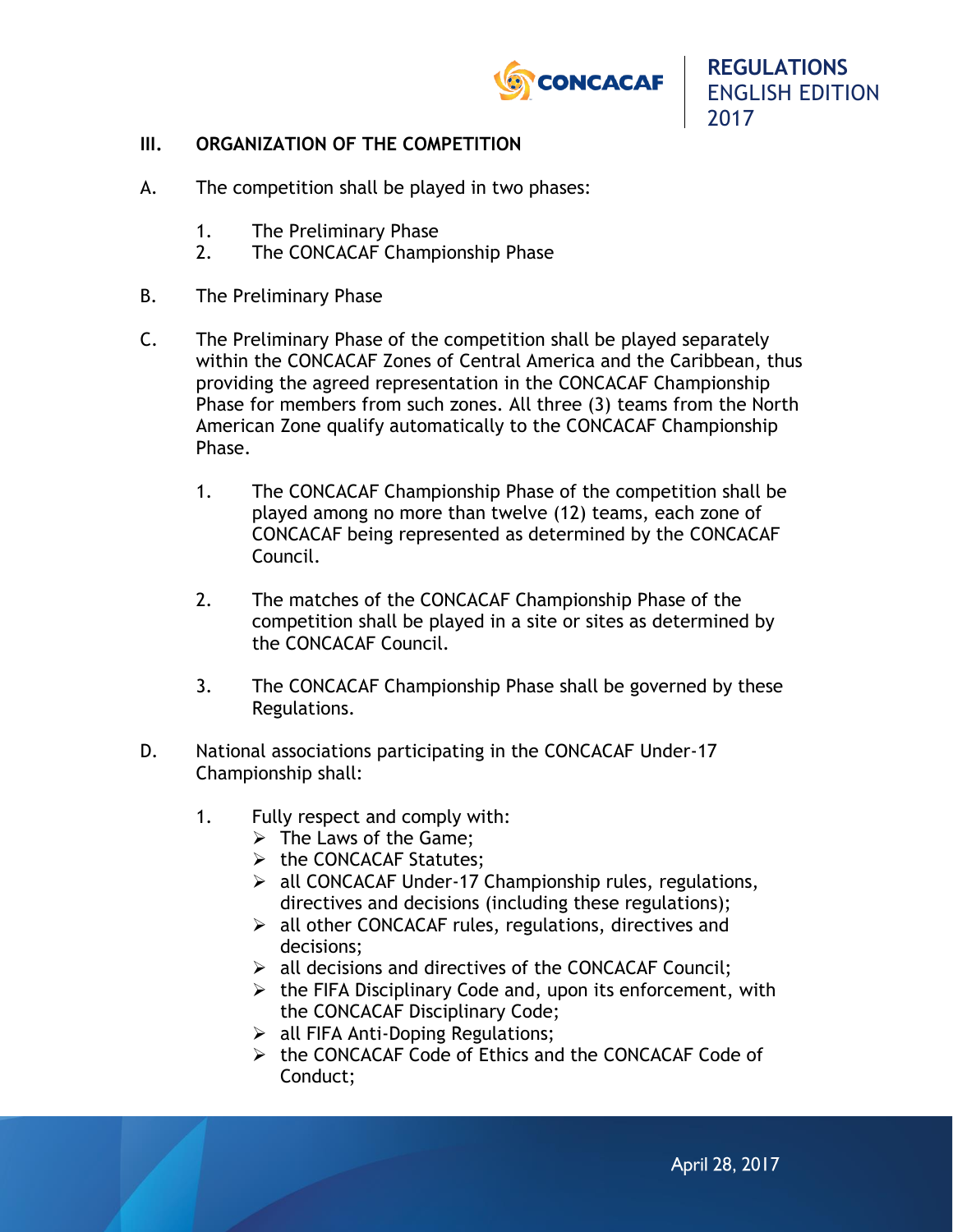## III. ORGANIZATION OF THE COMPETITION

A. The competition shall be played in two phases:

1. The Preliminary Phase
2. The CONCACAF Championship Phase

B. The Preliminary Phase

C. The Preliminary Phase of the competition shall be played separately within the CONCACAF Zones of Central America and the Caribbean, thus providing the agreed representation in the CONCACAF Championship Phase for members from such zones. All three (3) teams from the North American Zone qualify automatically to the CONCACAF Championship Phase.

1. The CONCACAF Championship Phase of the competition shall be played among no more than twelve (12) teams, each zone of CONCACAF being represented as determined by the CONCACAF Council.

2. The matches of the CONCACAF Championship Phase of the competition shall be played in a site or sites as determined by the CONCACAF Council.

3. The CONCACAF Championship Phase shall be governed by these Regulations.

D. National associations participating in the CONCACAF Under-17 Championship shall:

1. Fully respect and comply with:
   - The Laws of the Game;
   - the CONCACAF Statutes;
   - all CONCACAF Under-17 Championship rules, regulations, directives and decisions (including these regulations);
   - all other CONCACAF rules, regulations, directives and decisions;
   - all decisions and directives of the CONCACAF Council;
   - the FIFA Disciplinary Code and, upon its enforcement, with the CONCACAF Disciplinary Code;
   - all FIFA Anti-Doping Regulations;
   - the CONCACAF Code of Ethics and the CONCACAF Code of Conduct;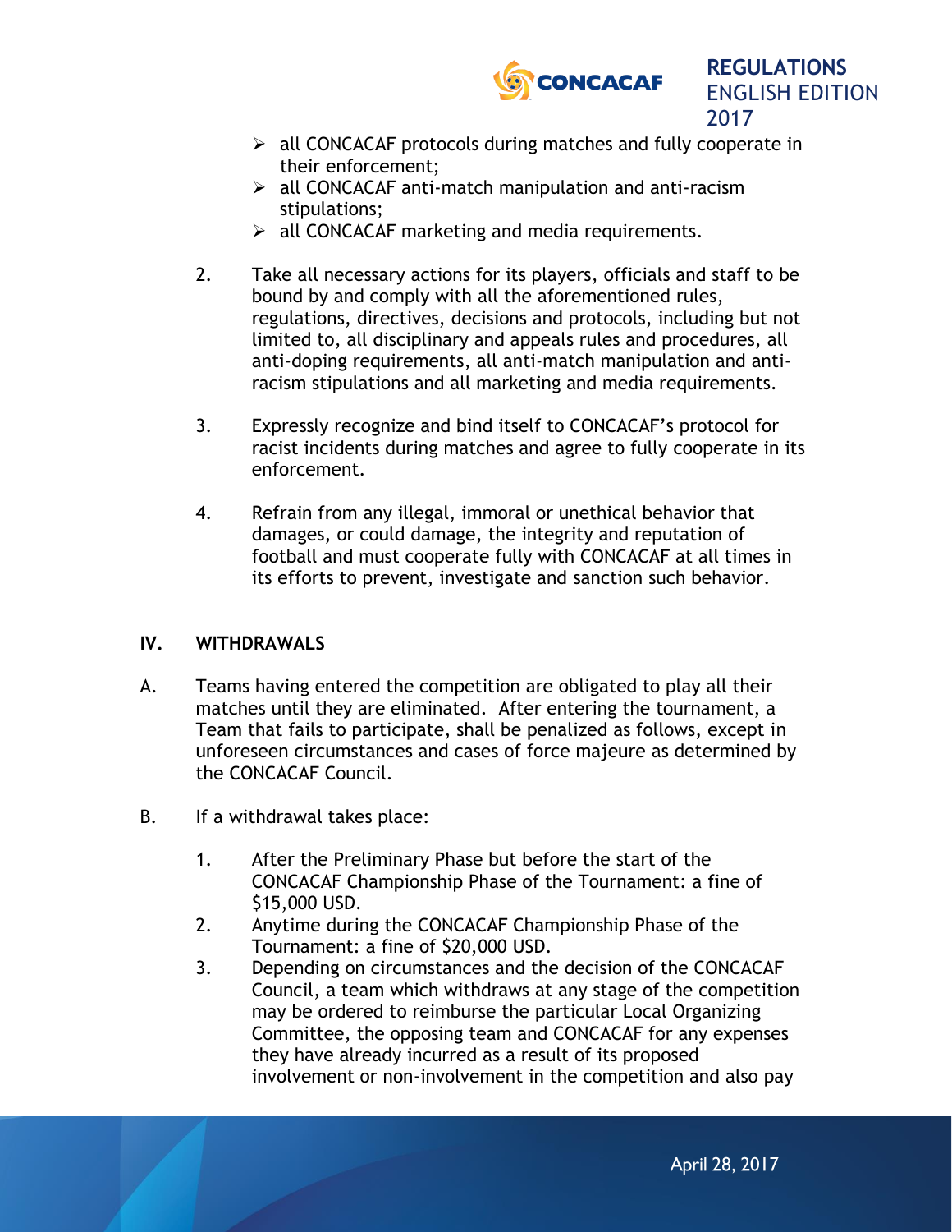- all CONCACAF protocols during matches and fully cooperate in their enforcement;
- all CONCACAF anti-match manipulation and anti-racism stipulations;
- all CONCACAF marketing and media requirements.

2. Take all necessary actions for its players, officials and staff to be bound by and comply with all the aforementioned rules, regulations, directives, decisions and protocols, including but not limited to, all disciplinary and appeals rules and procedures, all anti-doping requirements, all anti-match manipulation and anti-racism stipulations and all marketing and media requirements.

3. Expressly recognize and bind itself to CONCACAF's protocol for racist incidents during matches and agree to fully cooperate in its enforcement.

4. Refrain from any illegal, immoral or unethical behavior that damages, or could damage, the integrity and reputation of football and must cooperate fully with CONCACAF at all times in its efforts to prevent, investigate and sanction such behavior.

## IV. WITHDRAWALS

A. Teams having entered the competition are obligated to play all their matches until they are eliminated. After entering the tournament, a Team that fails to participate, shall be penalized as follows, except in unforeseen circumstances and cases of force majeure as determined by the CONCACAF Council.

B. If a withdrawal takes place:

1. After the Preliminary Phase but before the start of the CONCACAF Championship Phase of the Tournament: a fine of $15,000 USD.
2. Anytime during the CONCACAF Championship Phase of the Tournament: a fine of $20,000 USD.
3. Depending on circumstances and the decision of the CONCACAF Council, a team which withdraws at any stage of the competition may be ordered to reimburse the particular Local Organizing Committee, the opposing team and CONCACAF for any expenses they have already incurred as a result of its proposed involvement or non-involvement in the competition and also pay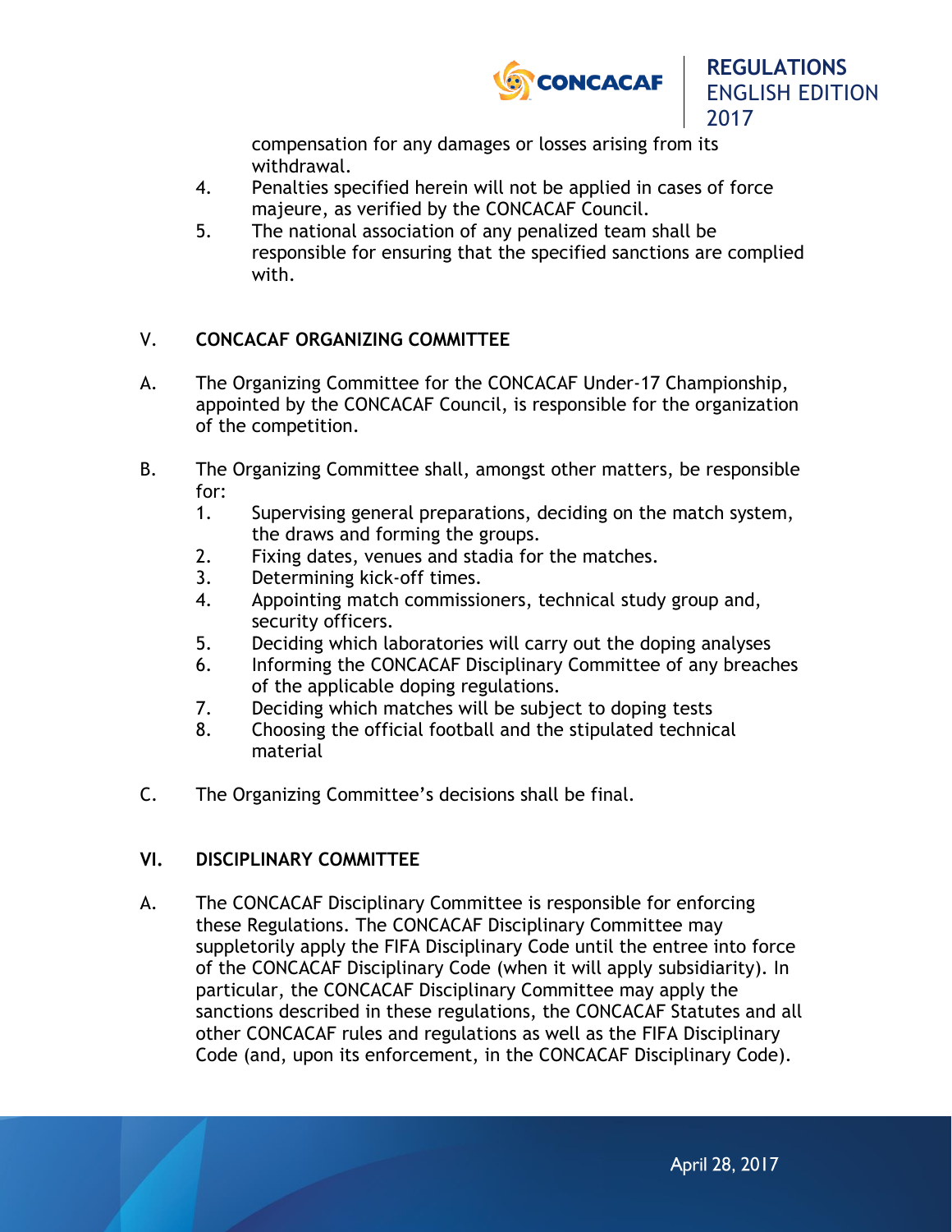compensation for any damages or losses arising from its withdrawal.

4. Penalties specified herein will not be applied in cases of force majeure, as verified by the CONCACAF Council.
5. The national association of any penalized team shall be responsible for ensuring that the specified sanctions are complied with.

## V. CONCACAF ORGANIZING COMMITTEE

A. The Organizing Committee for the CONCACAF Under-17 Championship, appointed by the CONCACAF Council, is responsible for the organization of the competition.

B. The Organizing Committee shall, amongst other matters, be responsible for:

1. Supervising general preparations, deciding on the match system, the draws and forming the groups.
2. Fixing dates, venues and stadia for the matches.
3. Determining kick-off times.
4. Appointing match commissioners, technical study group and, security officers.
5. Deciding which laboratories will carry out the doping analyses
6. Informing the CONCACAF Disciplinary Committee of any breaches of the applicable doping regulations.
7. Deciding which matches will be subject to doping tests
8. Choosing the official football and the stipulated technical material

C. The Organizing Committee's decisions shall be final.

## VI. DISCIPLINARY COMMITTEE

A. The CONCACAF Disciplinary Committee is responsible for enforcing these Regulations. The CONCACAF Disciplinary Committee may suppletorily apply the FIFA Disciplinary Code until the entree into force of the CONCACAF Disciplinary Code (when it will apply subsidiarity). In particular, the CONCACAF Disciplinary Committee may apply the sanctions described in these regulations, the CONCACAF Statutes and all other CONCACAF rules and regulations as well as the FIFA Disciplinary Code (and, upon its enforcement, in the CONCACAF Disciplinary Code).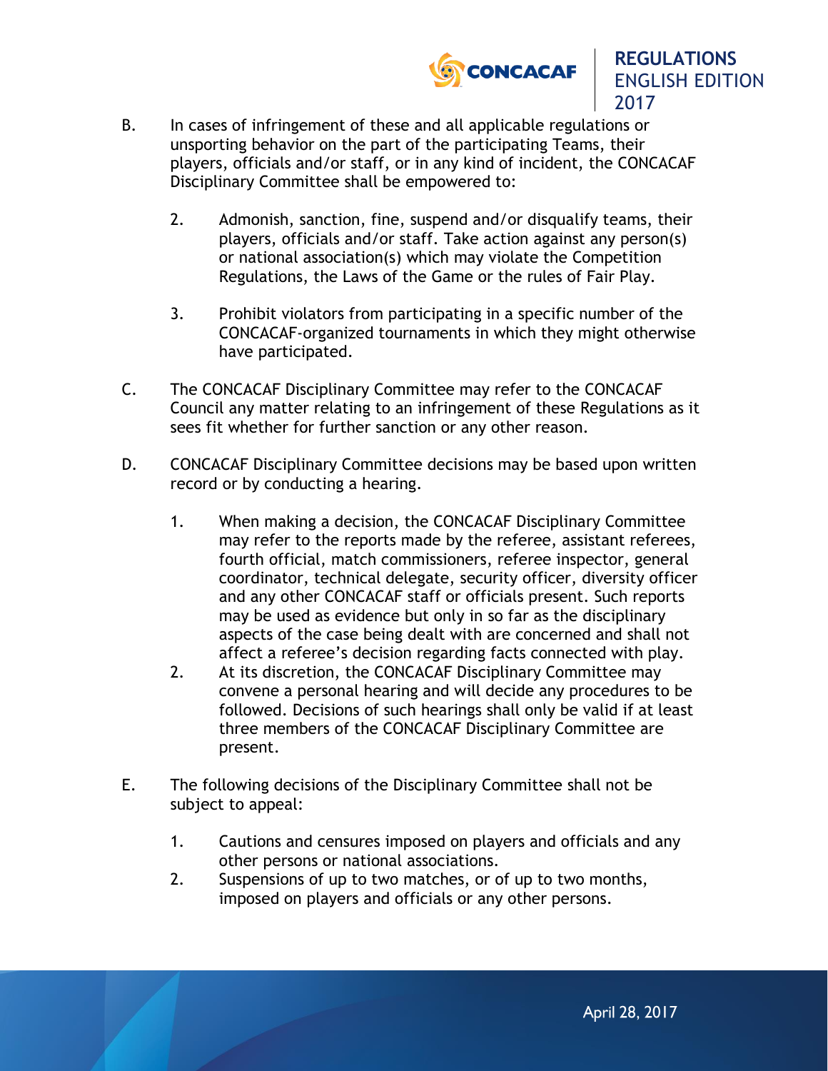B. In cases of infringement of these and all applicable regulations or unsporting behavior on the part of the participating Teams, their players, officials and/or staff, or in any kind of incident, the CONCACAF Disciplinary Committee shall be empowered to:

   2. Admonish, sanction, fine, suspend and/or disqualify teams, their players, officials and/or staff. Take action against any person(s) or national association(s) which may violate the Competition Regulations, the Laws of the Game or the rules of Fair Play.

   3. Prohibit violators from participating in a specific number of the CONCACAF-organized tournaments in which they might otherwise have participated.

C. The CONCACAF Disciplinary Committee may refer to the CONCACAF Council any matter relating to an infringement of these Regulations as it sees fit whether for further sanction or any other reason.

D. CONCACAF Disciplinary Committee decisions may be based upon written record or by conducting a hearing.

   1. When making a decision, the CONCACAF Disciplinary Committee may refer to the reports made by the referee, assistant referees, fourth official, match commissioners, referee inspector, general coordinator, technical delegate, security officer, diversity officer and any other CONCACAF staff or officials present. Such reports may be used as evidence but only in so far as the disciplinary aspects of the case being dealt with are concerned and shall not affect a referee's decision regarding facts connected with play.
   2. At its discretion, the CONCACAF Disciplinary Committee may convene a personal hearing and will decide any procedures to be followed. Decisions of such hearings shall only be valid if at least three members of the CONCACAF Disciplinary Committee are present.

E. The following decisions of the Disciplinary Committee shall not be subject to appeal:

   1. Cautions and censures imposed on players and officials and any other persons or national associations.
   2. Suspensions of up to two matches, or of up to two months, imposed on players and officials or any other persons.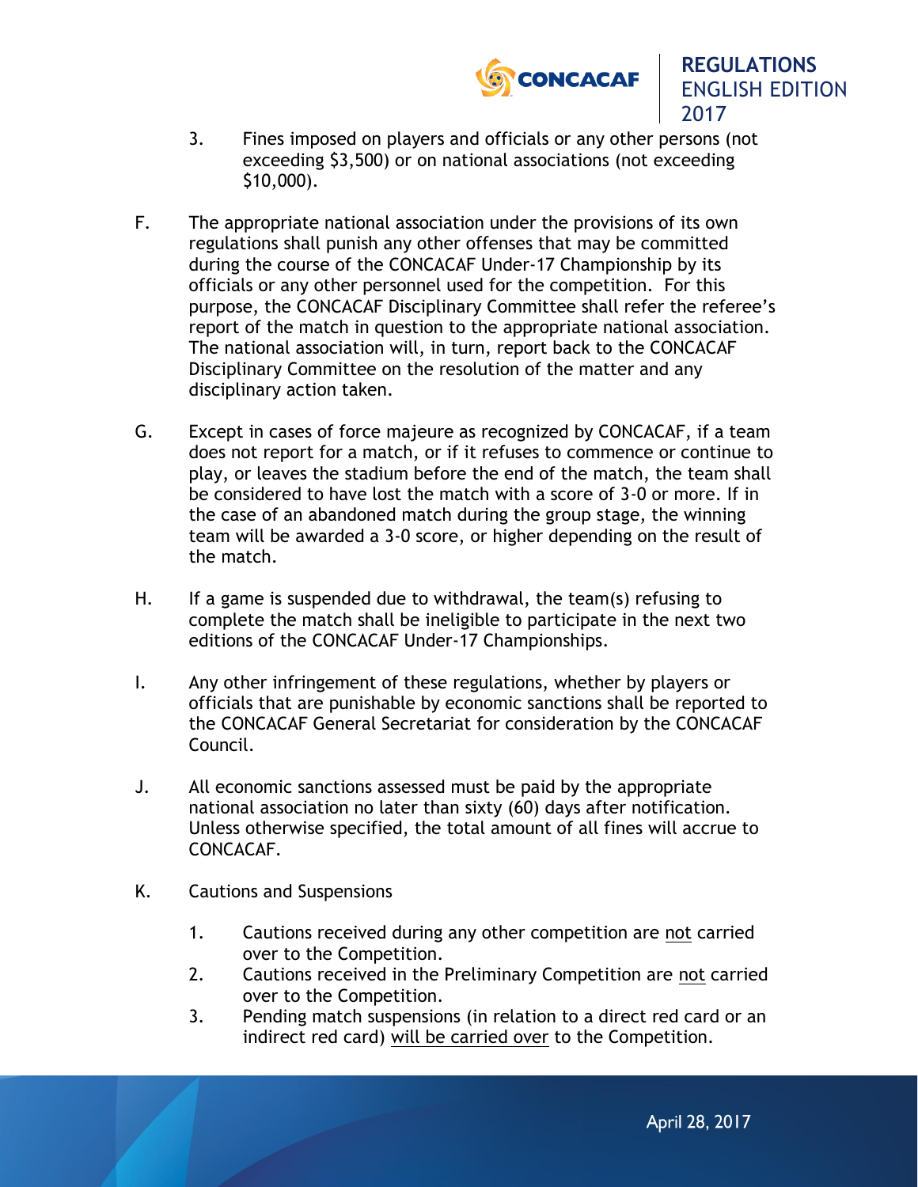3. Fines imposed on players and officials or any other persons (not exceeding $3,500) or on national associations (not exceeding $10,000).

F. The appropriate national association under the provisions of its own regulations shall punish any other offenses that may be committed during the course of the CONCACAF Under-17 Championship by its officials or any other personnel used for the competition. For this purpose, the CONCACAF Disciplinary Committee shall refer the referee's report of the match in question to the appropriate national association. The national association will, in turn, report back to the CONCACAF Disciplinary Committee on the resolution of the matter and any disciplinary action taken.

G. Except in cases of force majeure as recognized by CONCACAF, if a team does not report for a match, or if it refuses to commence or continue to play, or leaves the stadium before the end of the match, the team shall be considered to have lost the match with a score of 3-0 or more. If in the case of an abandoned match during the group stage, the winning team will be awarded a 3-0 score, or higher depending on the result of the match.

H. If a game is suspended due to withdrawal, the team(s) refusing to complete the match shall be ineligible to participate in the next two editions of the CONCACAF Under-17 Championships.

I. Any other infringement of these regulations, whether by players or officials that are punishable by economic sanctions shall be reported to the CONCACAF General Secretariat for consideration by the CONCACAF Council.

J. All economic sanctions assessed must be paid by the appropriate national association no later than sixty (60) days after notification. Unless otherwise specified, the total amount of all fines will accrue to CONCACAF.

K. Cautions and Suspensions

1. Cautions received during any other competition are not carried over to the Competition.
2. Cautions received in the Preliminary Competition are not carried over to the Competition.
3. Pending match suspensions (in relation to a direct red card or an indirect red card) will be carried over to the Competition.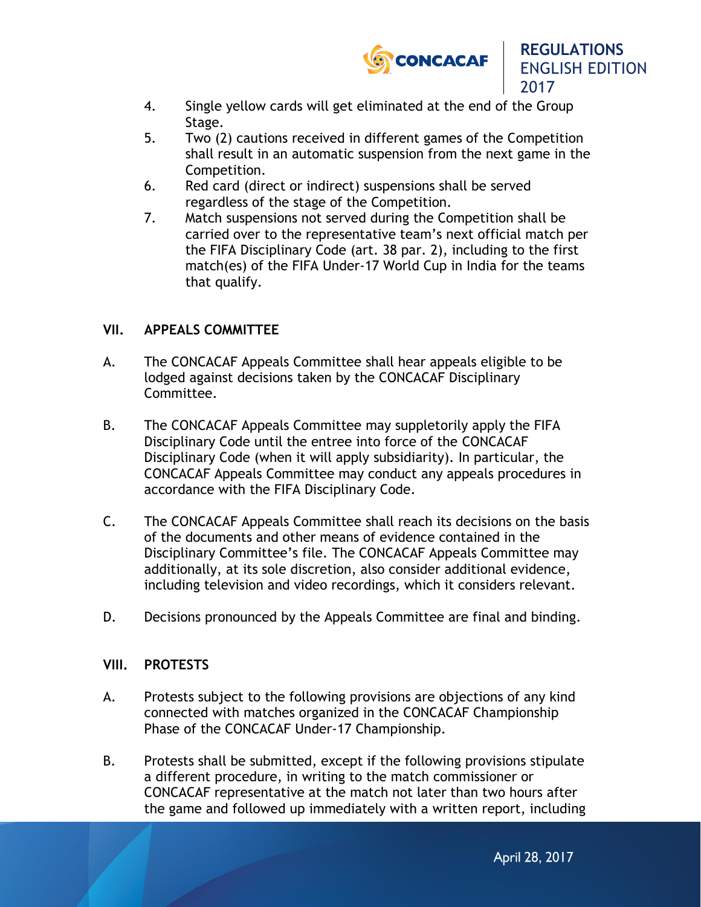4. Single yellow cards will get eliminated at the end of the Group Stage.
5. Two (2) cautions received in different games of the Competition shall result in an automatic suspension from the next game in the Competition.
6. Red card (direct or indirect) suspensions shall be served regardless of the stage of the Competition.
7. Match suspensions not served during the Competition shall be carried over to the representative team's next official match per the FIFA Disciplinary Code (art. 38 par. 2), including to the first match(es) of the FIFA Under-17 World Cup in India for the teams that qualify.

## VII. APPEALS COMMITTEE

A. The CONCACAF Appeals Committee shall hear appeals eligible to be lodged against decisions taken by the CONCACAF Disciplinary Committee.

B. The CONCACAF Appeals Committee may suppletorily apply the FIFA Disciplinary Code until the entree into force of the CONCACAF Disciplinary Code (when it will apply subsidiarity). In particular, the CONCACAF Appeals Committee may conduct any appeals procedures in accordance with the FIFA Disciplinary Code.

C. The CONCACAF Appeals Committee shall reach its decisions on the basis of the documents and other means of evidence contained in the Disciplinary Committee's file. The CONCACAF Appeals Committee may additionally, at its sole discretion, also consider additional evidence, including television and video recordings, which it considers relevant.

D. Decisions pronounced by the Appeals Committee are final and binding.

## VIII. PROTESTS

A. Protests subject to the following provisions are objections of any kind connected with matches organized in the CONCACAF Championship Phase of the CONCACAF Under-17 Championship.

B. Protests shall be submitted, except if the following provisions stipulate a different procedure, in writing to the match commissioner or CONCACAF representative at the match not later than two hours after the game and followed up immediately with a written report, including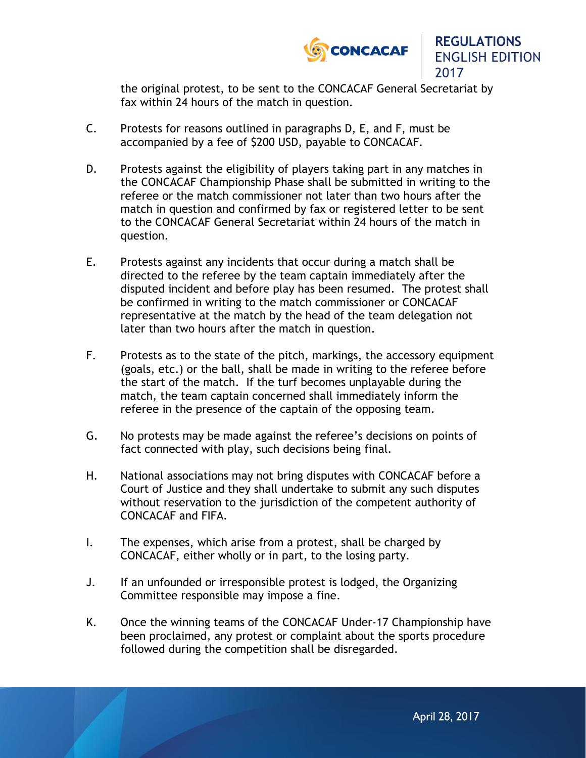the original protest, to be sent to the CONCACAF General Secretariat by fax within 24 hours of the match in question.

C. Protests for reasons outlined in paragraphs D, E, and F, must be accompanied by a fee of $200 USD, payable to CONCACAF.

D. Protests against the eligibility of players taking part in any matches in the CONCACAF Championship Phase shall be submitted in writing to the referee or the match commissioner not later than two hours after the match in question and confirmed by fax or registered letter to be sent to the CONCACAF General Secretariat within 24 hours of the match in question.

E. Protests against any incidents that occur during a match shall be directed to the referee by the team captain immediately after the disputed incident and before play has been resumed. The protest shall be confirmed in writing to the match commissioner or CONCACAF representative at the match by the head of the team delegation not later than two hours after the match in question.

F. Protests as to the state of the pitch, markings, the accessory equipment (goals, etc.) or the ball, shall be made in writing to the referee before the start of the match. If the turf becomes unplayable during the match, the team captain concerned shall immediately inform the referee in the presence of the captain of the opposing team.

G. No protests may be made against the referee's decisions on points of fact connected with play, such decisions being final.

H. National associations may not bring disputes with CONCACAF before a Court of Justice and they shall undertake to submit any such disputes without reservation to the jurisdiction of the competent authority of CONCACAF and FIFA.

I. The expenses, which arise from a protest, shall be charged by CONCACAF, either wholly or in part, to the losing party.

J. If an unfounded or irresponsible protest is lodged, the Organizing Committee responsible may impose a fine.

K. Once the winning teams of the CONCACAF Under-17 Championship have been proclaimed, any protest or complaint about the sports procedure followed during the competition shall be disregarded.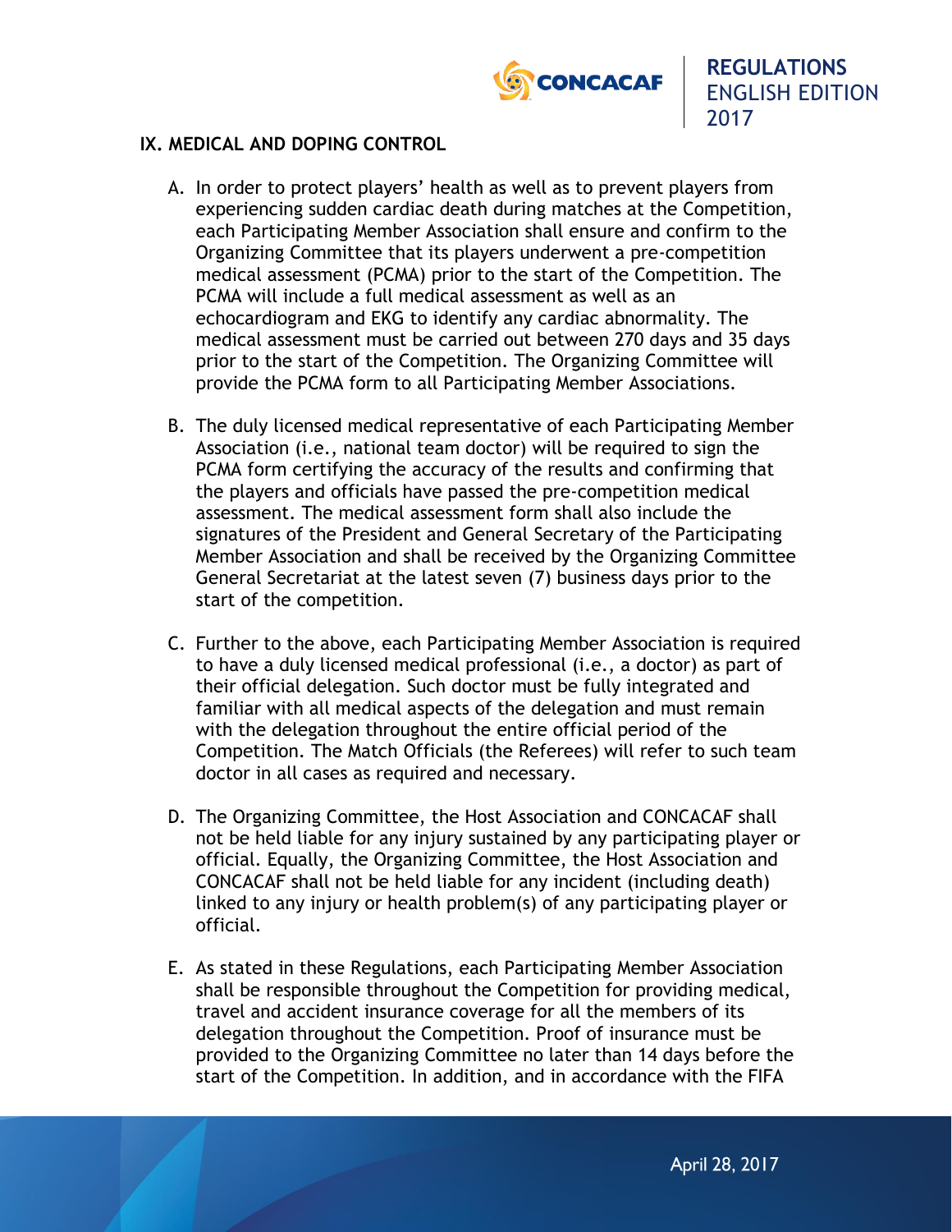## IX. MEDICAL AND DOPING CONTROL

A. In order to protect players' health as well as to prevent players from experiencing sudden cardiac death during matches at the Competition, each Participating Member Association shall ensure and confirm to the Organizing Committee that its players underwent a pre-competition medical assessment (PCMA) prior to the start of the Competition. The PCMA will include a full medical assessment as well as an echocardiogram and EKG to identify any cardiac abnormality. The medical assessment must be carried out between 270 days and 35 days prior to the start of the Competition. The Organizing Committee will provide the PCMA form to all Participating Member Associations.

B. The duly licensed medical representative of each Participating Member Association (i.e., national team doctor) will be required to sign the PCMA form certifying the accuracy of the results and confirming that the players and officials have passed the pre-competition medical assessment. The medical assessment form shall also include the signatures of the President and General Secretary of the Participating Member Association and shall be received by the Organizing Committee General Secretariat at the latest seven (7) business days prior to the start of the competition.

C. Further to the above, each Participating Member Association is required to have a duly licensed medical professional (i.e., a doctor) as part of their official delegation. Such doctor must be fully integrated and familiar with all medical aspects of the delegation and must remain with the delegation throughout the entire official period of the Competition. The Match Officials (the Referees) will refer to such team doctor in all cases as required and necessary.

D. The Organizing Committee, the Host Association and CONCACAF shall not be held liable for any injury sustained by any participating player or official. Equally, the Organizing Committee, the Host Association and CONCACAF shall not be held liable for any incident (including death) linked to any injury or health problem(s) of any participating player or official.

E. As stated in these Regulations, each Participating Member Association shall be responsible throughout the Competition for providing medical, travel and accident insurance coverage for all the members of its delegation throughout the Competition. Proof of insurance must be provided to the Organizing Committee no later than 14 days before the start of the Competition. In addition, and in accordance with the FIFA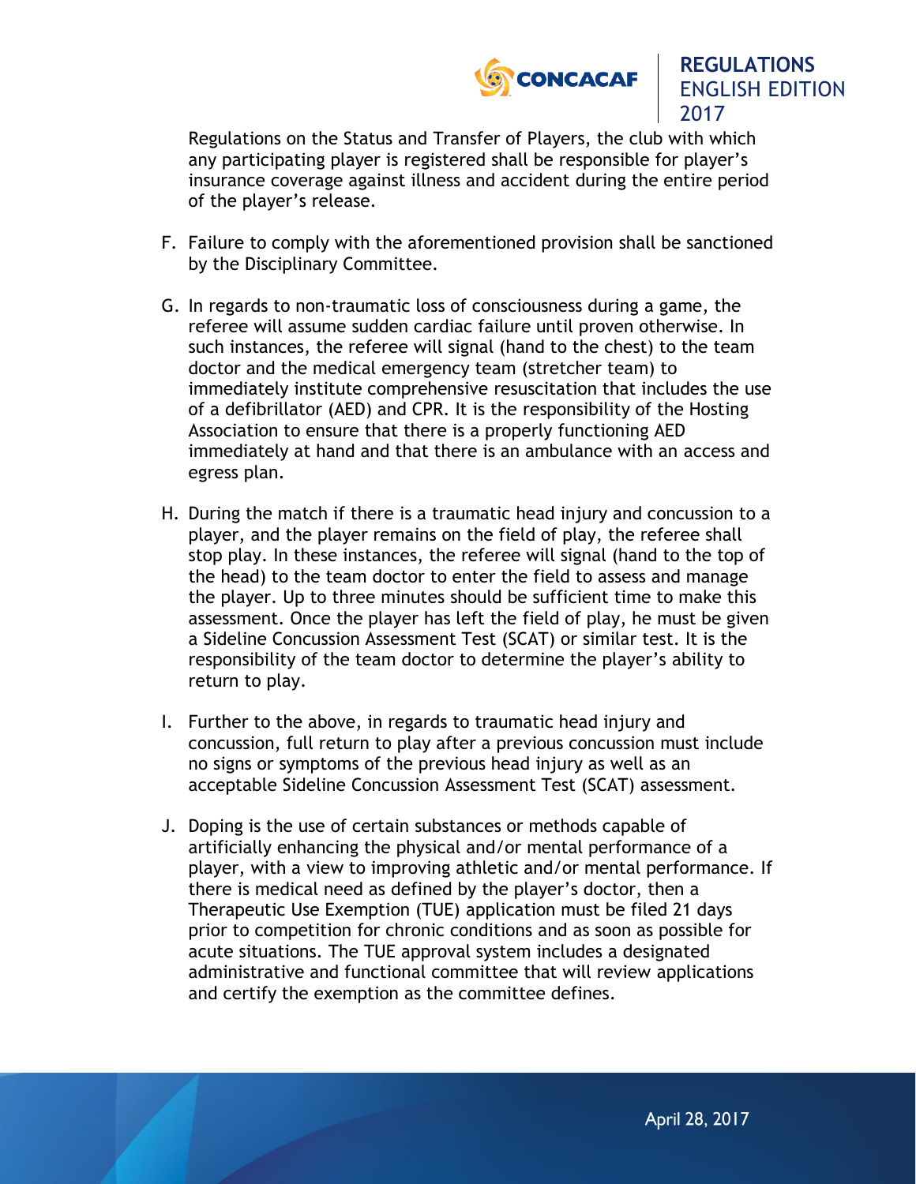Regulations on the Status and Transfer of Players, the club with which any participating player is registered shall be responsible for player's insurance coverage against illness and accident during the entire period of the player's release.

F. Failure to comply with the aforementioned provision shall be sanctioned by the Disciplinary Committee.

G. In regards to non-traumatic loss of consciousness during a game, the referee will assume sudden cardiac failure until proven otherwise. In such instances, the referee will signal (hand to the chest) to the team doctor and the medical emergency team (stretcher team) to immediately institute comprehensive resuscitation that includes the use of a defibrillator (AED) and CPR. It is the responsibility of the Hosting Association to ensure that there is a properly functioning AED immediately at hand and that there is an ambulance with an access and egress plan.

H. During the match if there is a traumatic head injury and concussion to a player, and the player remains on the field of play, the referee shall stop play. In these instances, the referee will signal (hand to the top of the head) to the team doctor to enter the field to assess and manage the player. Up to three minutes should be sufficient time to make this assessment. Once the player has left the field of play, he must be given a Sideline Concussion Assessment Test (SCAT) or similar test. It is the responsibility of the team doctor to determine the player's ability to return to play.

I. Further to the above, in regards to traumatic head injury and concussion, full return to play after a previous concussion must include no signs or symptoms of the previous head injury as well as an acceptable Sideline Concussion Assessment Test (SCAT) assessment.

J. Doping is the use of certain substances or methods capable of artificially enhancing the physical and/or mental performance of a player, with a view to improving athletic and/or mental performance. If there is medical need as defined by the player's doctor, then a Therapeutic Use Exemption (TUE) application must be filed 21 days prior to competition for chronic conditions and as soon as possible for acute situations. The TUE approval system includes a designated administrative and functional committee that will review applications and certify the exemption as the committee defines.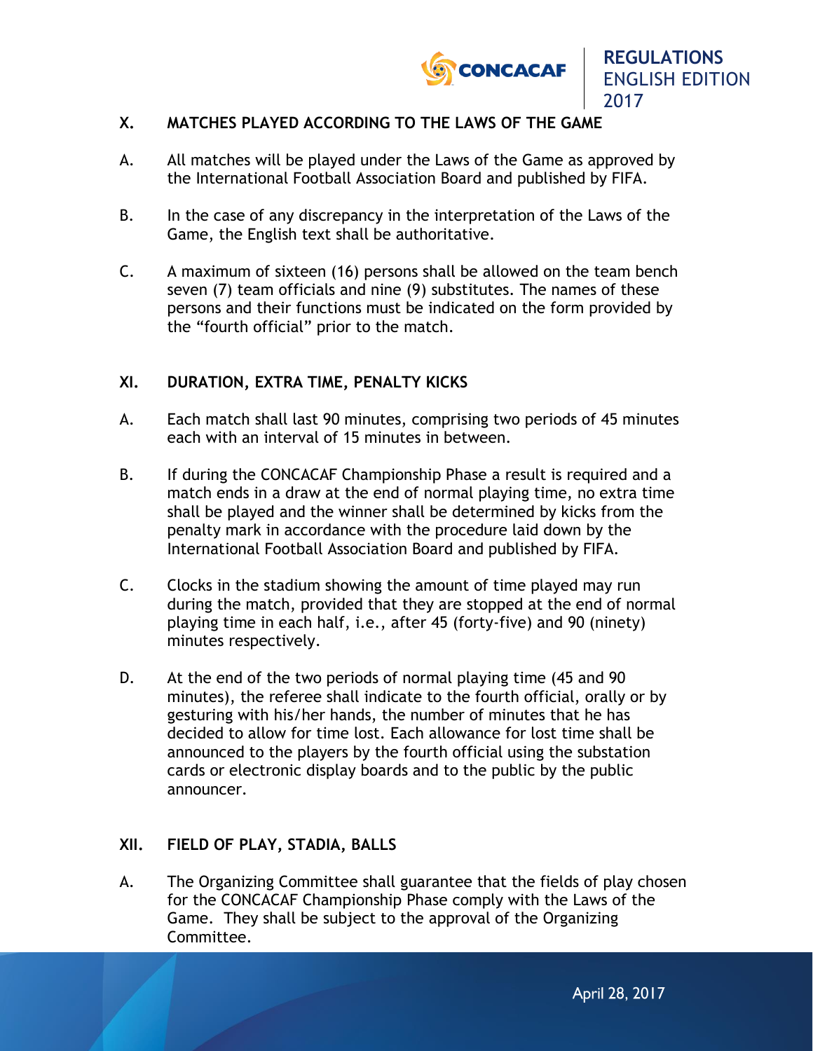## X. MATCHES PLAYED ACCORDING TO THE LAWS OF THE GAME

A. All matches will be played under the Laws of the Game as approved by the International Football Association Board and published by FIFA.

B. In the case of any discrepancy in the interpretation of the Laws of the Game, the English text shall be authoritative.

C. A maximum of sixteen (16) persons shall be allowed on the team bench seven (7) team officials and nine (9) substitutes. The names of these persons and their functions must be indicated on the form provided by the "fourth official" prior to the match.

## XI. DURATION, EXTRA TIME, PENALTY KICKS

A. Each match shall last 90 minutes, comprising two periods of 45 minutes each with an interval of 15 minutes in between.

B. If during the CONCACAF Championship Phase a result is required and a match ends in a draw at the end of normal playing time, no extra time shall be played and the winner shall be determined by kicks from the penalty mark in accordance with the procedure laid down by the International Football Association Board and published by FIFA.

C. Clocks in the stadium showing the amount of time played may run during the match, provided that they are stopped at the end of normal playing time in each half, i.e., after 45 (forty-five) and 90 (ninety) minutes respectively.

D. At the end of the two periods of normal playing time (45 and 90 minutes), the referee shall indicate to the fourth official, orally or by gesturing with his/her hands, the number of minutes that he has decided to allow for time lost. Each allowance for lost time shall be announced to the players by the fourth official using the substation cards or electronic display boards and to the public by the public announcer.

## XII. FIELD OF PLAY, STADIA, BALLS

A. The Organizing Committee shall guarantee that the fields of play chosen for the CONCACAF Championship Phase comply with the Laws of the Game. They shall be subject to the approval of the Organizing Committee.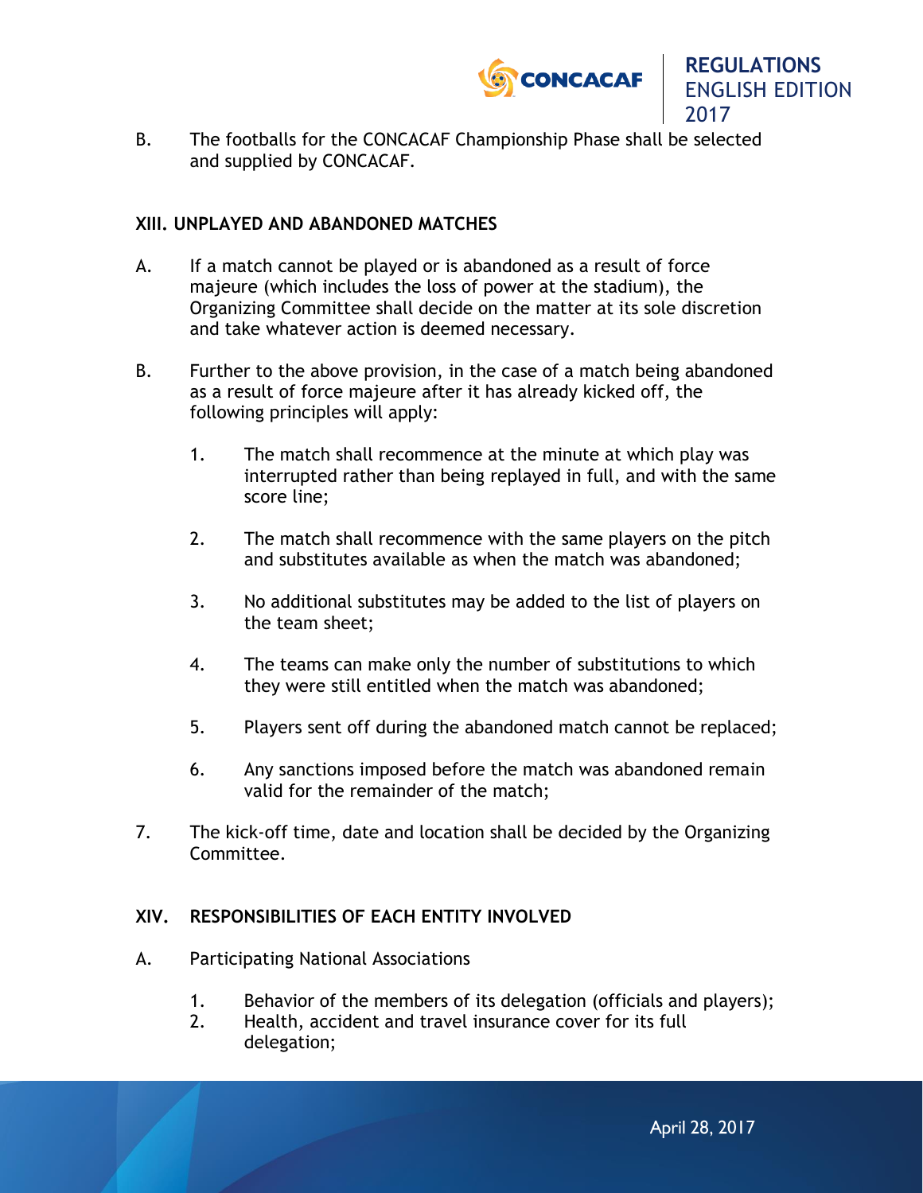B. The footballs for the CONCACAF Championship Phase shall be selected and supplied by CONCACAF.

## XIII. UNPLAYED AND ABANDONED MATCHES

A. If a match cannot be played or is abandoned as a result of force majeure (which includes the loss of power at the stadium), the Organizing Committee shall decide on the matter at its sole discretion and take whatever action is deemed necessary.

B. Further to the above provision, in the case of a match being abandoned as a result of force majeure after it has already kicked off, the following principles will apply:

   1. The match shall recommence at the minute at which play was interrupted rather than being replayed in full, and with the same score line;

   2. The match shall recommence with the same players on the pitch and substitutes available as when the match was abandoned;

   3. No additional substitutes may be added to the list of players on the team sheet;

   4. The teams can make only the number of substitutions to which they were still entitled when the match was abandoned;

   5. Players sent off during the abandoned match cannot be replaced;

   6. Any sanctions imposed before the match was abandoned remain valid for the remainder of the match;

7. The kick-off time, date and location shall be decided by the Organizing Committee.

## XIV. RESPONSIBILITIES OF EACH ENTITY INVOLVED

A. Participating National Associations

   1. Behavior of the members of its delegation (officials and players);
   2. Health, accident and travel insurance cover for its full delegation;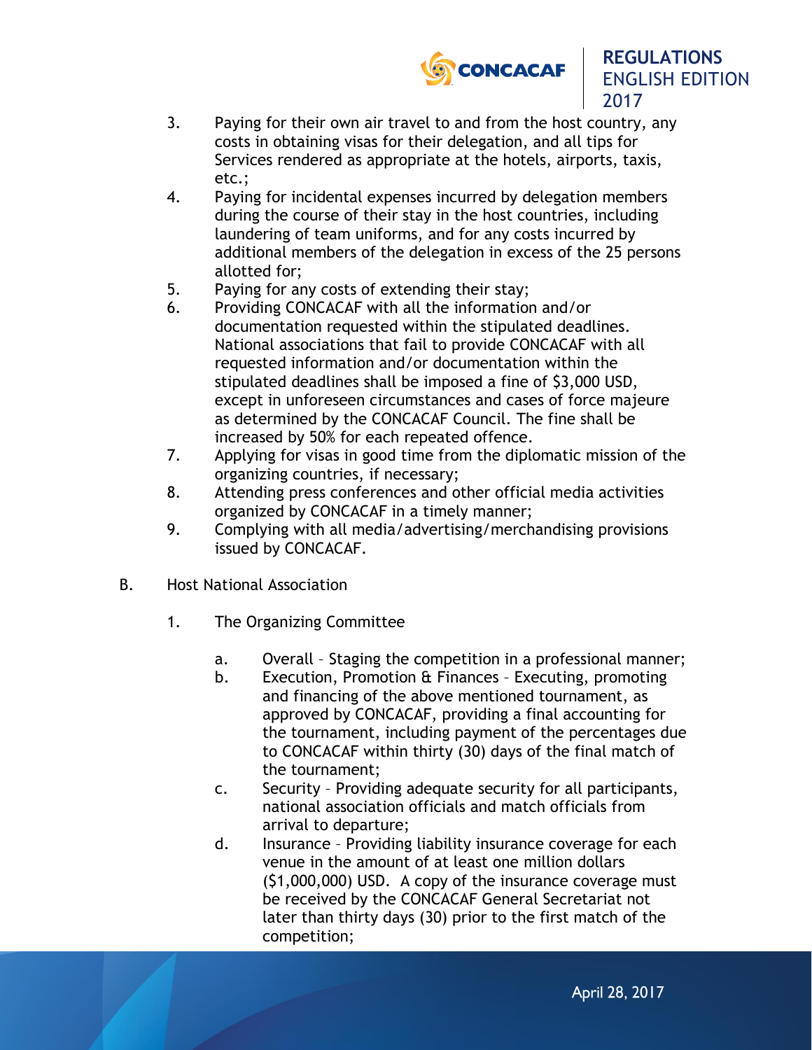3. Paying for their own air travel to and from the host country, any costs in obtaining visas for their delegation, and all tips for Services rendered as appropriate at the hotels, airports, taxis, etc.;
4. Paying for incidental expenses incurred by delegation members during the course of their stay in the host countries, including laundering of team uniforms, and for any costs incurred by additional members of the delegation in excess of the 25 persons allotted for;
5. Paying for any costs of extending their stay;
6. Providing CONCACAF with all the information and/or documentation requested within the stipulated deadlines. National associations that fail to provide CONCACAF with all requested information and/or documentation within the stipulated deadlines shall be imposed a fine of $3,000 USD, except in unforeseen circumstances and cases of force majeure as determined by the CONCACAF Council. The fine shall be increased by 50% for each repeated offence.
7. Applying for visas in good time from the diplomatic mission of the organizing countries, if necessary;
8. Attending press conferences and other official media activities organized by CONCACAF in a timely manner;
9. Complying with all media/advertising/merchandising provisions issued by CONCACAF.

B. Host National Association

1. The Organizing Committee

    a. Overall – Staging the competition in a professional manner;
    b. Execution, Promotion & Finances – Executing, promoting and financing of the above mentioned tournament, as approved by CONCACAF, providing a final accounting for the tournament, including payment of the percentages due to CONCACAF within thirty (30) days of the final match of the tournament;
    c. Security – Providing adequate security for all participants, national association officials and match officials from arrival to departure;
    d. Insurance – Providing liability insurance coverage for each venue in the amount of at least one million dollars ($1,000,000) USD. A copy of the insurance coverage must be received by the CONCACAF General Secretariat not later than thirty days (30) prior to the first match of the competition;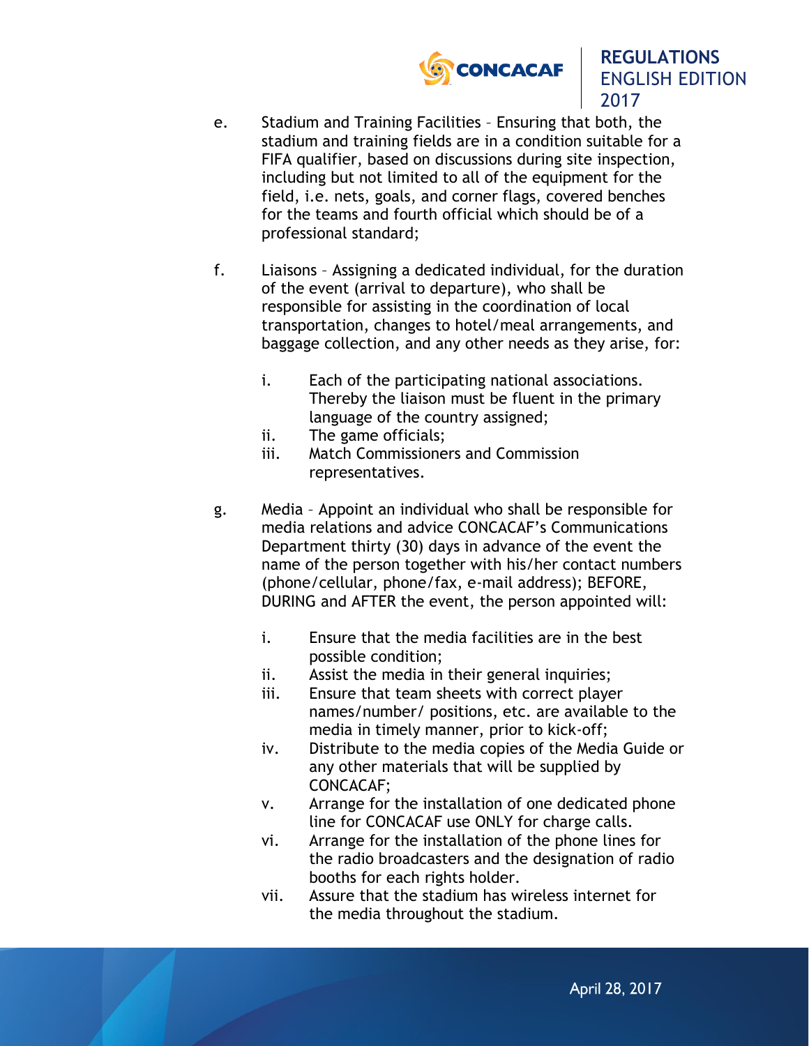e. Stadium and Training Facilities – Ensuring that both, the stadium and training fields are in a condition suitable for a FIFA qualifier, based on discussions during site inspection, including but not limited to all of the equipment for the field, i.e. nets, goals, and corner flags, covered benches for the teams and fourth official which should be of a professional standard;

f. Liaisons – Assigning a dedicated individual, for the duration of the event (arrival to departure), who shall be responsible for assisting in the coordination of local transportation, changes to hotel/meal arrangements, and baggage collection, and any other needs as they arise, for:

   i. Each of the participating national associations. Thereby the liaison must be fluent in the primary language of the country assigned;
   ii. The game officials;
   iii. Match Commissioners and Commission representatives.

g. Media – Appoint an individual who shall be responsible for media relations and advice CONCACAF's Communications Department thirty (30) days in advance of the event the name of the person together with his/her contact numbers (phone/cellular, phone/fax, e-mail address); BEFORE, DURING and AFTER the event, the person appointed will:

   i. Ensure that the media facilities are in the best possible condition;
   ii. Assist the media in their general inquiries;
   iii. Ensure that team sheets with correct player names/number/ positions, etc. are available to the media in timely manner, prior to kick-off;
   iv. Distribute to the media copies of the Media Guide or any other materials that will be supplied by CONCACAF;
   v. Arrange for the installation of one dedicated phone line for CONCACAF use ONLY for charge calls.
   vi. Arrange for the installation of the phone lines for the radio broadcasters and the designation of radio booths for each rights holder.
   vii. Assure that the stadium has wireless internet for the media throughout the stadium.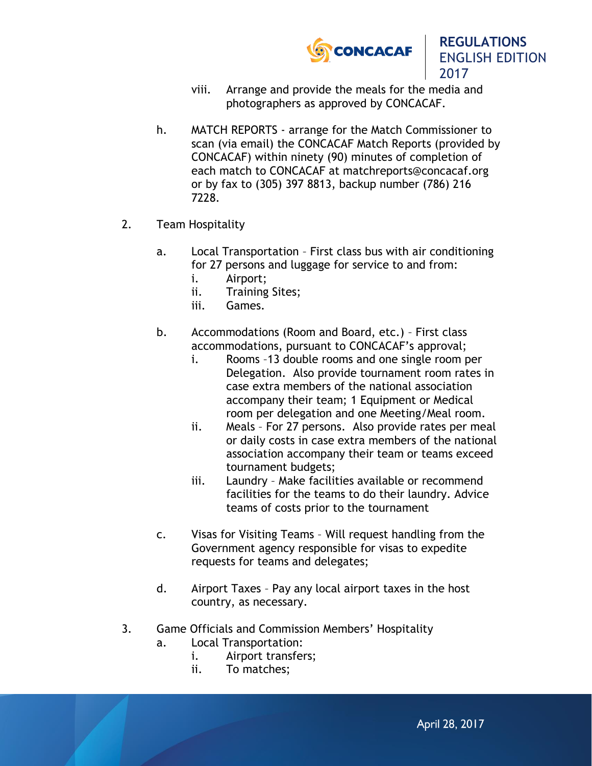viii. Arrange and provide the meals for the media and photographers as approved by CONCACAF.

h. MATCH REPORTS - arrange for the Match Commissioner to scan (via email) the CONCACAF Match Reports (provided by CONCACAF) within ninety (90) minutes of completion of each match to CONCACAF at matchreports@concacaf.org or by fax to (305) 397 8813, backup number (786) 216 7228.

2. Team Hospitality

   a. Local Transportation – First class bus with air conditioning for 27 persons and luggage for service to and from:
      i. Airport;
      ii. Training Sites;
      iii. Games.

   b. Accommodations (Room and Board, etc.) – First class accommodations, pursuant to CONCACAF's approval;
      i. Rooms –13 double rooms and one single room per Delegation. Also provide tournament room rates in case extra members of the national association accompany their team; 1 Equipment or Medical room per delegation and one Meeting/Meal room.
      ii. Meals – For 27 persons. Also provide rates per meal or daily costs in case extra members of the national association accompany their team or teams exceed tournament budgets;
      iii. Laundry – Make facilities available or recommend facilities for the teams to do their laundry. Advice teams of costs prior to the tournament

   c. Visas for Visiting Teams – Will request handling from the Government agency responsible for visas to expedite requests for teams and delegates;

   d. Airport Taxes – Pay any local airport taxes in the host country, as necessary.

3. Game Officials and Commission Members' Hospitality
   a. Local Transportation:
      i. Airport transfers;
      ii. To matches;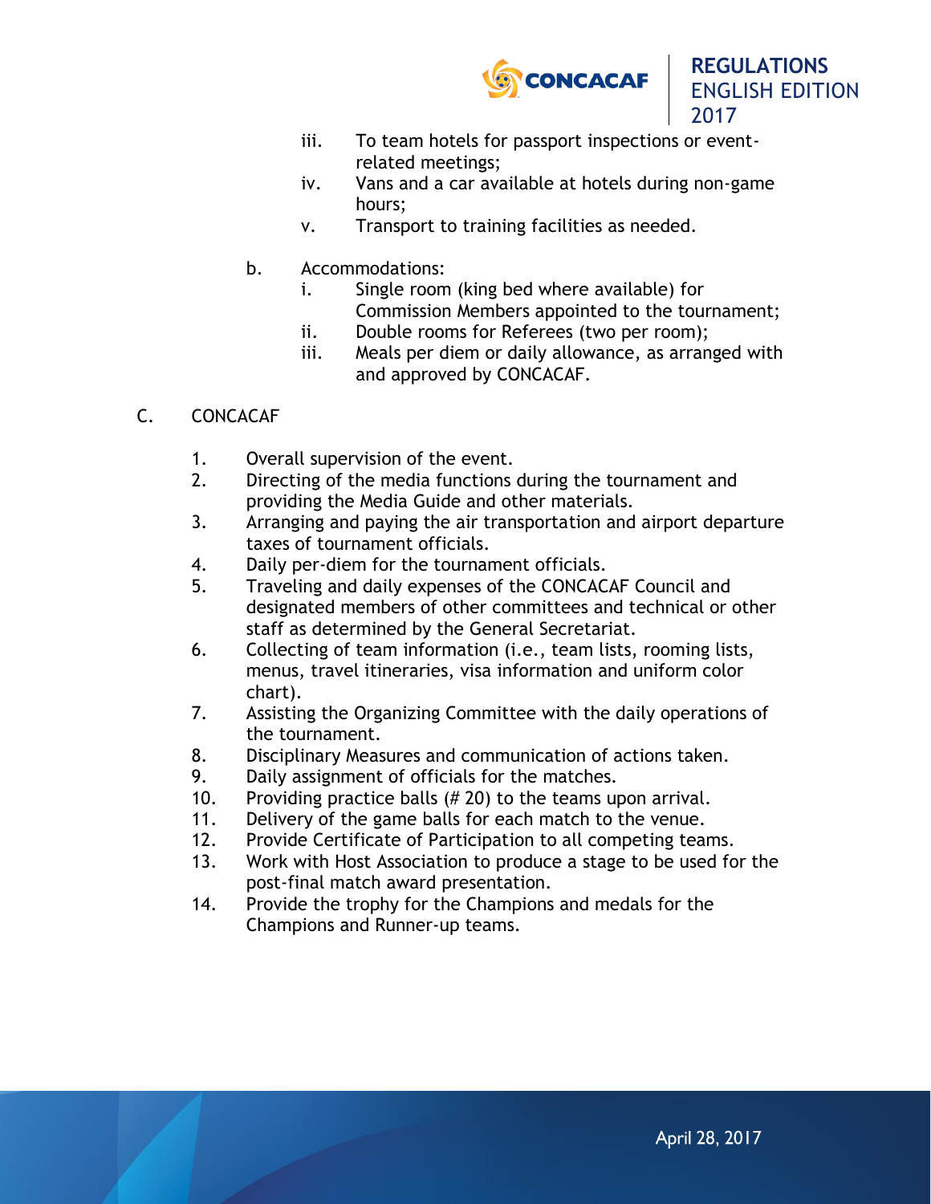iii. To team hotels for passport inspections or event-related meetings;
iv. Vans and a car available at hotels during non-game hours;
v. Transport to training facilities as needed.

b. Accommodations:
   i. Single room (king bed where available) for Commission Members appointed to the tournament;
   ii. Double rooms for Referees (two per room);
   iii. Meals per diem or daily allowance, as arranged with and approved by CONCACAF.

C. CONCACAF

1. Overall supervision of the event.
2. Directing of the media functions during the tournament and providing the Media Guide and other materials.
3. Arranging and paying the air transportation and airport departure taxes of tournament officials.
4. Daily per-diem for the tournament officials.
5. Traveling and daily expenses of the CONCACAF Council and designated members of other committees and technical or other staff as determined by the General Secretariat.
6. Collecting of team information (i.e., team lists, rooming lists, menus, travel itineraries, visa information and uniform color chart).
7. Assisting the Organizing Committee with the daily operations of the tournament.
8. Disciplinary Measures and communication of actions taken.
9. Daily assignment of officials for the matches.
10. Providing practice balls (# 20) to the teams upon arrival.
11. Delivery of the game balls for each match to the venue.
12. Provide Certificate of Participation to all competing teams.
13. Work with Host Association to produce a stage to be used for the post-final match award presentation.
14. Provide the trophy for the Champions and medals for the Champions and Runner-up teams.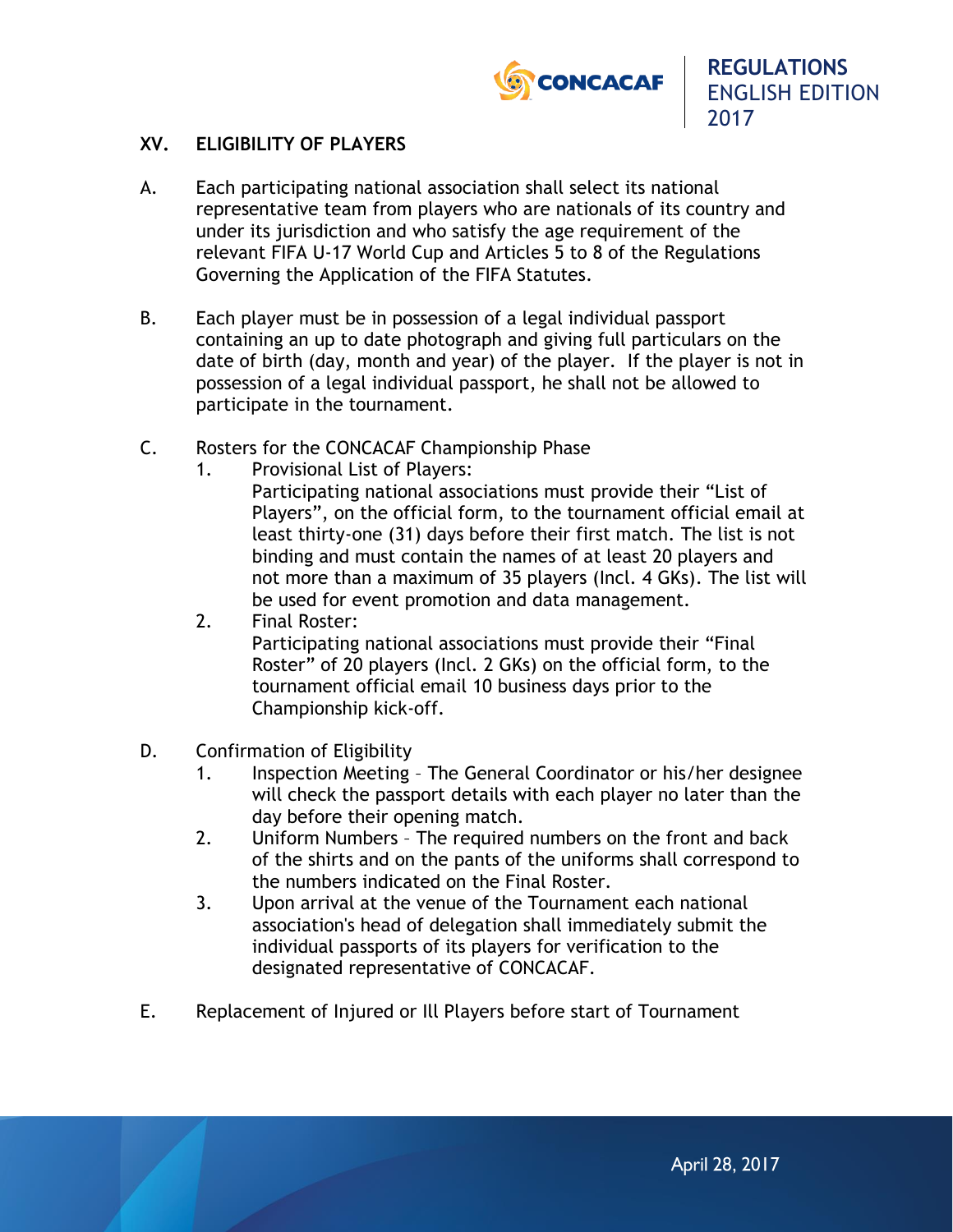## XV. ELIGIBILITY OF PLAYERS

A. Each participating national association shall select its national representative team from players who are nationals of its country and under its jurisdiction and who satisfy the age requirement of the relevant FIFA U-17 World Cup and Articles 5 to 8 of the Regulations Governing the Application of the FIFA Statutes.

B. Each player must be in possession of a legal individual passport containing an up to date photograph and giving full particulars on the date of birth (day, month and year) of the player. If the player is not in possession of a legal individual passport, he shall not be allowed to participate in the tournament.

C. Rosters for the CONCACAF Championship Phase

1. Provisional List of Players:
   Participating national associations must provide their "List of Players", on the official form, to the tournament official email at least thirty-one (31) days before their first match. The list is not binding and must contain the names of at least 20 players and not more than a maximum of 35 players (Incl. 4 GKs). The list will be used for event promotion and data management.
2. Final Roster:
   Participating national associations must provide their "Final Roster" of 20 players (Incl. 2 GKs) on the official form, to the tournament official email 10 business days prior to the Championship kick-off.

D. Confirmation of Eligibility

1. Inspection Meeting – The General Coordinator or his/her designee will check the passport details with each player no later than the day before their opening match.
2. Uniform Numbers – The required numbers on the front and back of the shirts and on the pants of the uniforms shall correspond to the numbers indicated on the Final Roster.
3. Upon arrival at the venue of the Tournament each national association's head of delegation shall immediately submit the individual passports of its players for verification to the designated representative of CONCACAF.

E. Replacement of Injured or Ill Players before start of Tournament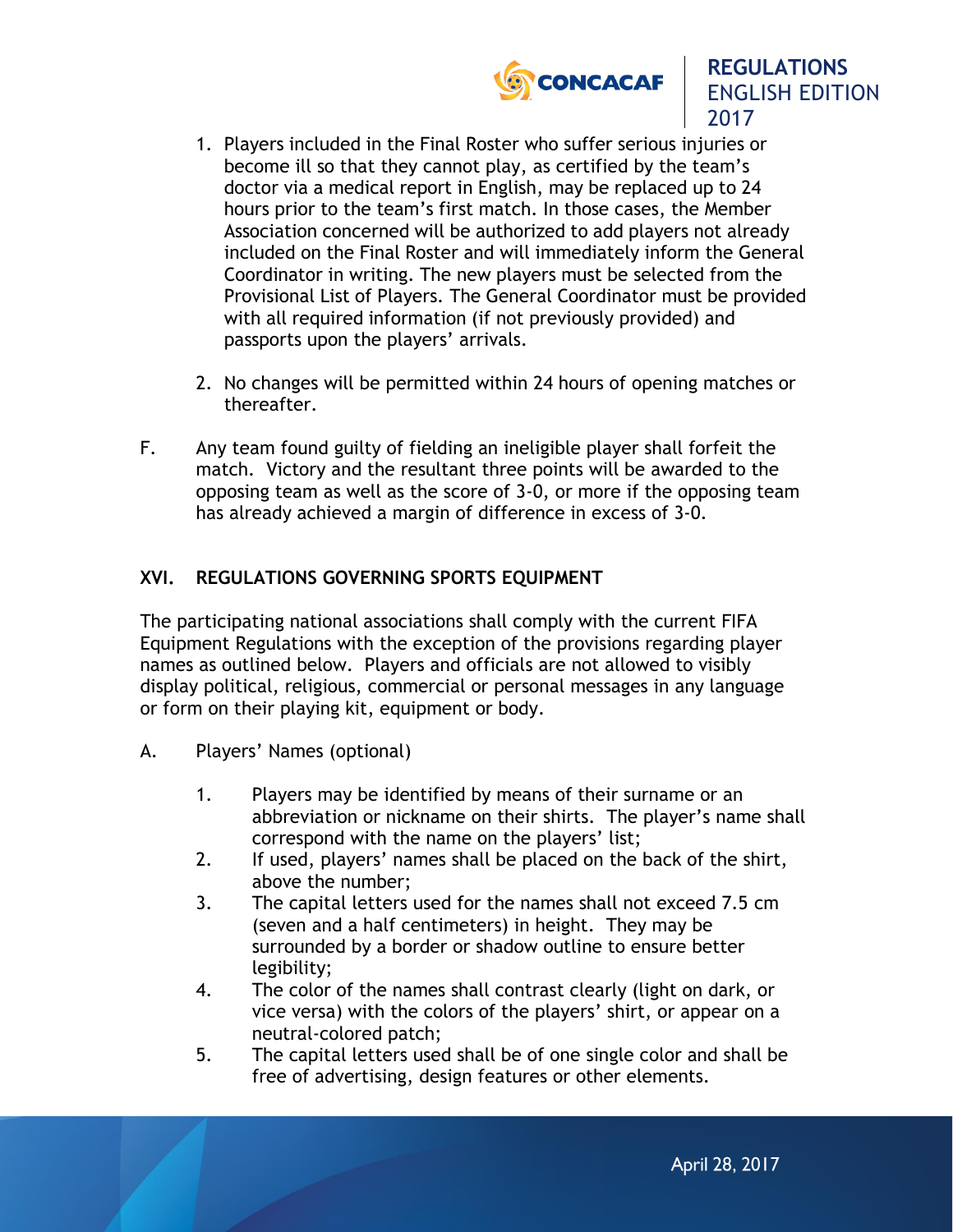1. Players included in the Final Roster who suffer serious injuries or become ill so that they cannot play, as certified by the team's doctor via a medical report in English, may be replaced up to 24 hours prior to the team's first match. In those cases, the Member Association concerned will be authorized to add players not already included on the Final Roster and will immediately inform the General Coordinator in writing. The new players must be selected from the Provisional List of Players. The General Coordinator must be provided with all required information (if not previously provided) and passports upon the players' arrivals.

2. No changes will be permitted within 24 hours of opening matches or thereafter.

F. Any team found guilty of fielding an ineligible player shall forfeit the match. Victory and the resultant three points will be awarded to the opposing team as well as the score of 3-0, or more if the opposing team has already achieved a margin of difference in excess of 3-0.

## XVI. REGULATIONS GOVERNING SPORTS EQUIPMENT

The participating national associations shall comply with the current FIFA Equipment Regulations with the exception of the provisions regarding player names as outlined below. Players and officials are not allowed to visibly display political, religious, commercial or personal messages in any language or form on their playing kit, equipment or body.

A. Players' Names (optional)

1. Players may be identified by means of their surname or an abbreviation or nickname on their shirts. The player's name shall correspond with the name on the players' list;
2. If used, players' names shall be placed on the back of the shirt, above the number;
3. The capital letters used for the names shall not exceed 7.5 cm (seven and a half centimeters) in height. They may be surrounded by a border or shadow outline to ensure better legibility;
4. The color of the names shall contrast clearly (light on dark, or vice versa) with the colors of the players' shirt, or appear on a neutral-colored patch;
5. The capital letters used shall be of one single color and shall be free of advertising, design features or other elements.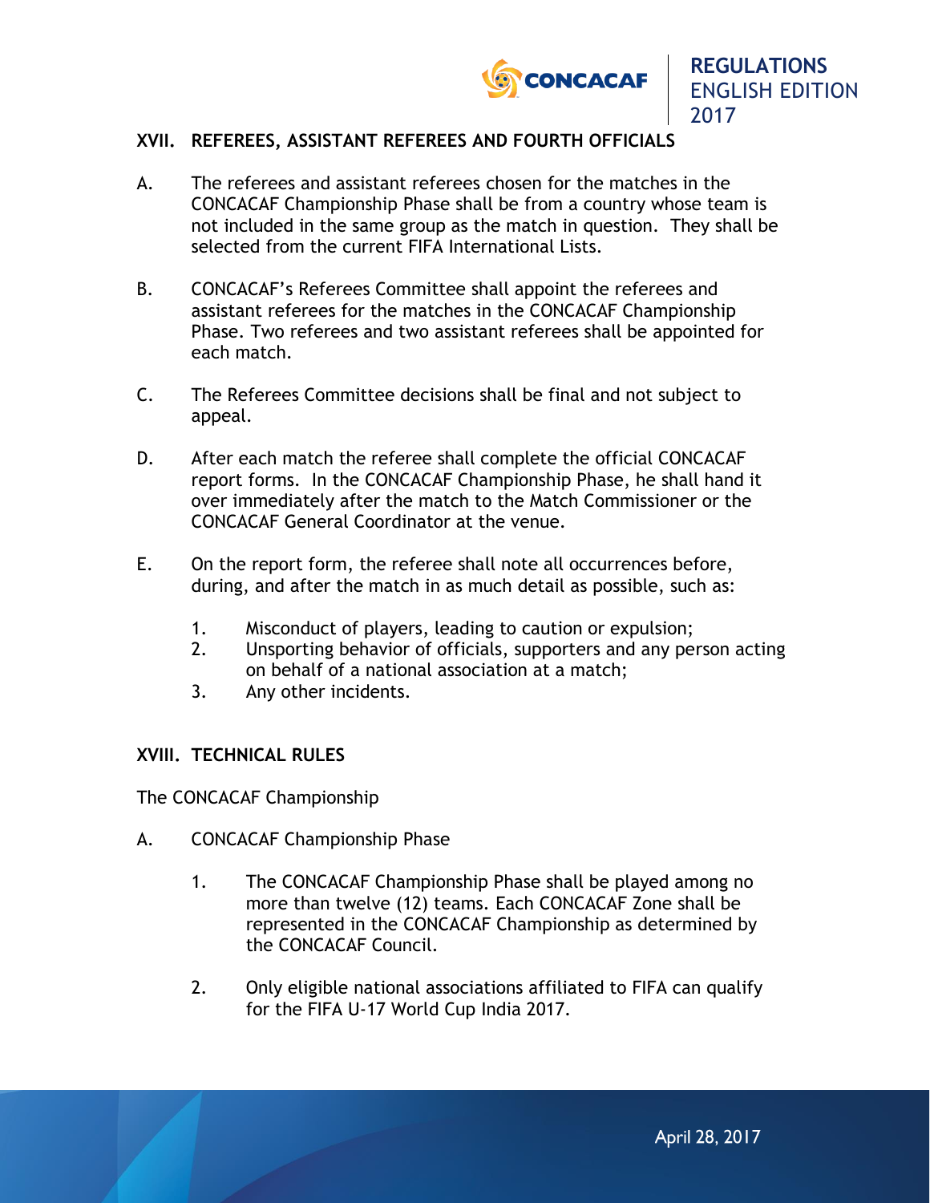## XVII. REFEREES, ASSISTANT REFEREES AND FOURTH OFFICIALS

A. The referees and assistant referees chosen for the matches in the CONCACAF Championship Phase shall be from a country whose team is not included in the same group as the match in question. They shall be selected from the current FIFA International Lists.

B. CONCACAF's Referees Committee shall appoint the referees and assistant referees for the matches in the CONCACAF Championship Phase. Two referees and two assistant referees shall be appointed for each match.

C. The Referees Committee decisions shall be final and not subject to appeal.

D. After each match the referee shall complete the official CONCACAF report forms. In the CONCACAF Championship Phase, he shall hand it over immediately after the match to the Match Commissioner or the CONCACAF General Coordinator at the venue.

E. On the report form, the referee shall note all occurrences before, during, and after the match in as much detail as possible, such as:

1. Misconduct of players, leading to caution or expulsion;
2. Unsporting behavior of officials, supporters and any person acting on behalf of a national association at a match;
3. Any other incidents.

## XVIII. TECHNICAL RULES

The CONCACAF Championship

A. CONCACAF Championship Phase

1. The CONCACAF Championship Phase shall be played among no more than twelve (12) teams. Each CONCACAF Zone shall be represented in the CONCACAF Championship as determined by the CONCACAF Council.

2. Only eligible national associations affiliated to FIFA can qualify for the FIFA U-17 World Cup India 2017.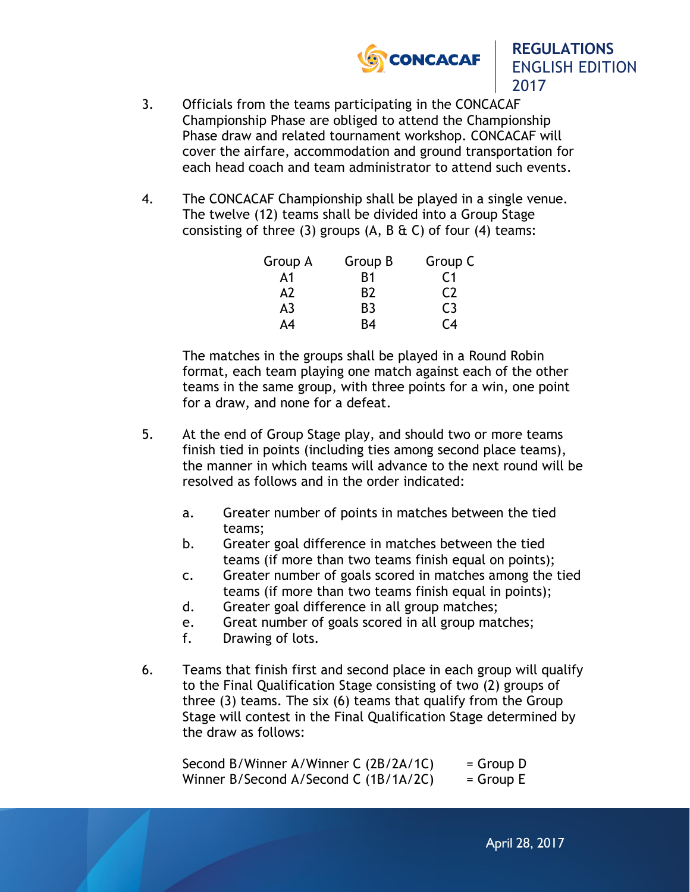3. Officials from the teams participating in the CONCACAF Championship Phase are obliged to attend the Championship Phase draw and related tournament workshop. CONCACAF will cover the airfare, accommodation and ground transportation for each head coach and team administrator to attend such events.

4. The CONCACAF Championship shall be played in a single venue. The twelve (12) teams shall be divided into a Group Stage consisting of three (3) groups (A, B & C) of four (4) teams:

| Group A | Group B | Group C |
|---|---|---|
| A1 | B1 | C1 |
| A2 | B2 | C2 |
| A3 | B3 | C3 |
| A4 | B4 | C4 |

   The matches in the groups shall be played in a Round Robin format, each team playing one match against each of the other teams in the same group, with three points for a win, one point for a draw, and none for a defeat.

5. At the end of Group Stage play, and should two or more teams finish tied in points (including ties among second place teams), the manner in which teams will advance to the next round will be resolved as follows and in the order indicated:

   a. Greater number of points in matches between the tied teams;
   b. Greater goal difference in matches between the tied teams (if more than two teams finish equal on points);
   c. Greater number of goals scored in matches among the tied teams (if more than two teams finish equal in points);
   d. Greater goal difference in all group matches;
   e. Great number of goals scored in all group matches;
   f. Drawing of lots.

6. Teams that finish first and second place in each group will qualify to the Final Qualification Stage consisting of two (2) groups of three (3) teams. The six (6) teams that qualify from the Group Stage will contest in the Final Qualification Stage determined by the draw as follows:

   Second B/Winner A/Winner C (2B/2A/1C) = Group D
   Winner B/Second A/Second C (1B/1A/2C) = Group E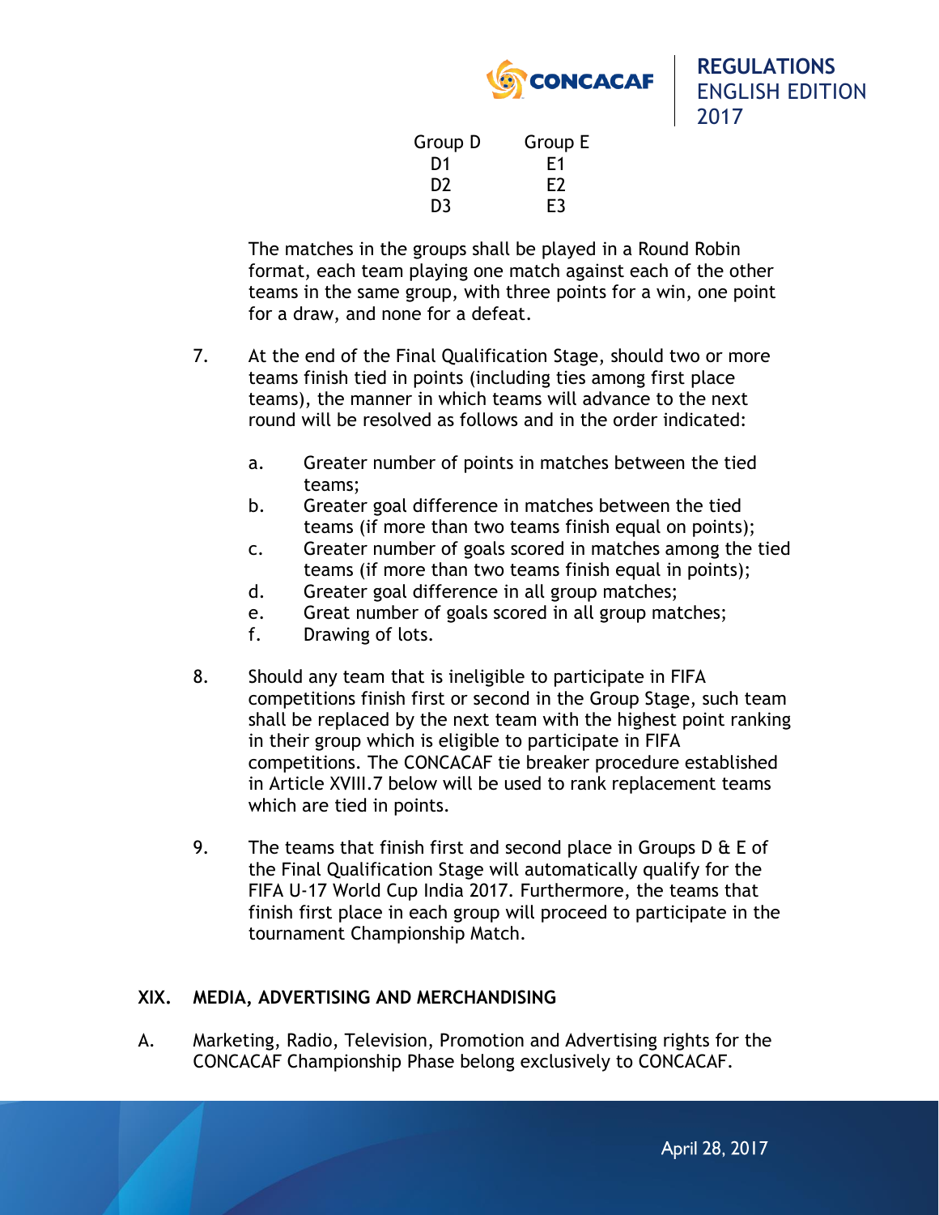| Group D | Group E |
|---|---|
| D1 | E1 |
| D2 | E2 |
| D3 | E3 |

The matches in the groups shall be played in a Round Robin format, each team playing one match against each of the other teams in the same group, with three points for a win, one point for a draw, and none for a defeat.

7. At the end of the Final Qualification Stage, should two or more teams finish tied in points (including ties among first place teams), the manner in which teams will advance to the next round will be resolved as follows and in the order indicated:

   a. Greater number of points in matches between the tied teams;
   b. Greater goal difference in matches between the tied teams (if more than two teams finish equal on points);
   c. Greater number of goals scored in matches among the tied teams (if more than two teams finish equal in points);
   d. Greater goal difference in all group matches;
   e. Great number of goals scored in all group matches;
   f. Drawing of lots.

8. Should any team that is ineligible to participate in FIFA competitions finish first or second in the Group Stage, such team shall be replaced by the next team with the highest point ranking in their group which is eligible to participate in FIFA competitions. The CONCACAF tie breaker procedure established in Article XVIII.7 below will be used to rank replacement teams which are tied in points.

9. The teams that finish first and second place in Groups D & E of the Final Qualification Stage will automatically qualify for the FIFA U-17 World Cup India 2017. Furthermore, the teams that finish first place in each group will proceed to participate in the tournament Championship Match.

## XIX. MEDIA, ADVERTISING AND MERCHANDISING

A. Marketing, Radio, Television, Promotion and Advertising rights for the CONCACAF Championship Phase belong exclusively to CONCACAF.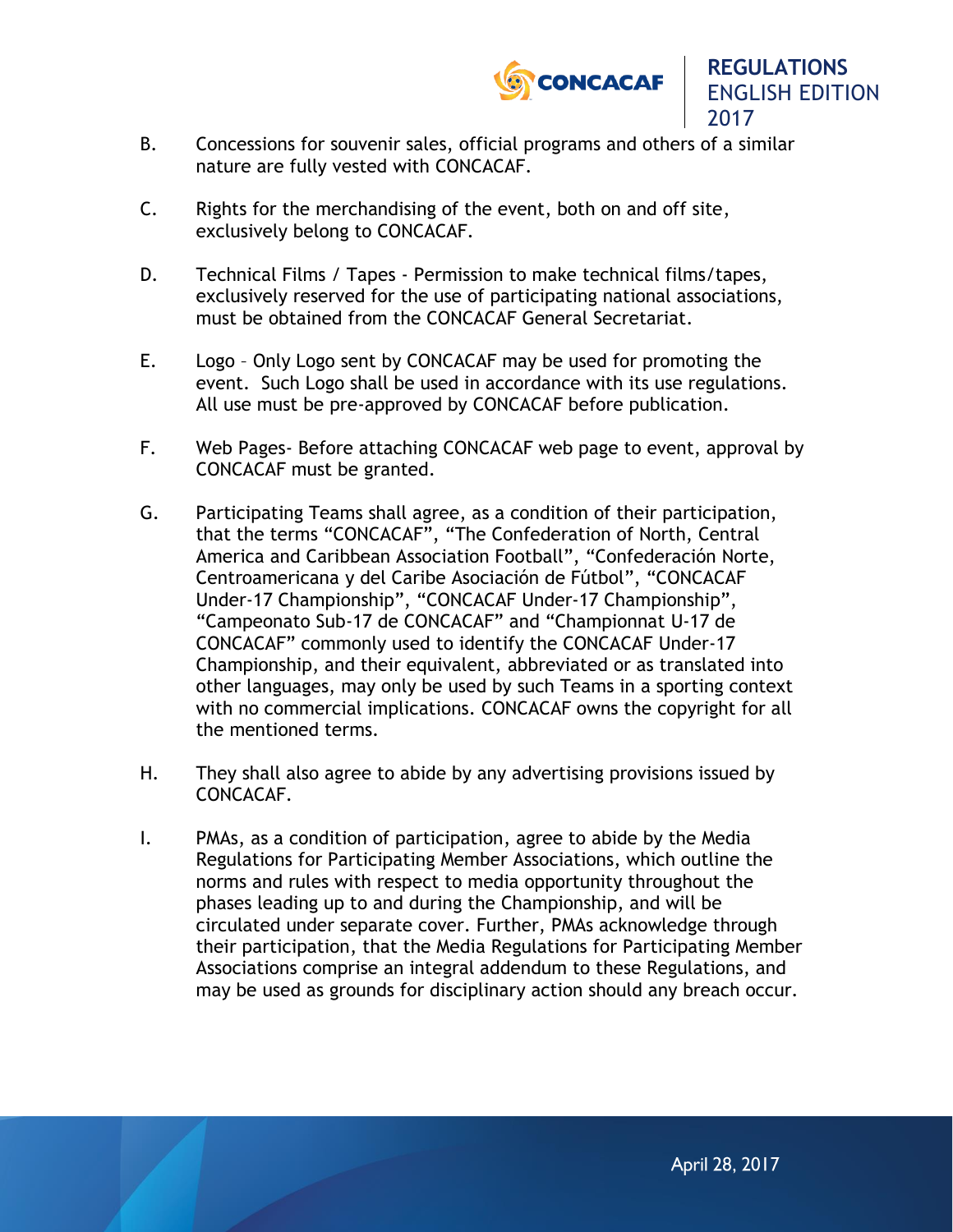B. Concessions for souvenir sales, official programs and others of a similar nature are fully vested with CONCACAF.

C. Rights for the merchandising of the event, both on and off site, exclusively belong to CONCACAF.

D. Technical Films / Tapes - Permission to make technical films/tapes, exclusively reserved for the use of participating national associations, must be obtained from the CONCACAF General Secretariat.

E. Logo – Only Logo sent by CONCACAF may be used for promoting the event. Such Logo shall be used in accordance with its use regulations. All use must be pre-approved by CONCACAF before publication.

F. Web Pages- Before attaching CONCACAF web page to event, approval by CONCACAF must be granted.

G. Participating Teams shall agree, as a condition of their participation, that the terms "CONCACAF", "The Confederation of North, Central America and Caribbean Association Football", "Confederación Norte, Centroamericana y del Caribe Asociación de Fútbol", "CONCACAF Under-17 Championship", "CONCACAF Under-17 Championship", "Campeonato Sub-17 de CONCACAF" and "Championnat U-17 de CONCACAF" commonly used to identify the CONCACAF Under-17 Championship, and their equivalent, abbreviated or as translated into other languages, may only be used by such Teams in a sporting context with no commercial implications. CONCACAF owns the copyright for all the mentioned terms.

H. They shall also agree to abide by any advertising provisions issued by CONCACAF.

I. PMAs, as a condition of participation, agree to abide by the Media Regulations for Participating Member Associations, which outline the norms and rules with respect to media opportunity throughout the phases leading up to and during the Championship, and will be circulated under separate cover. Further, PMAs acknowledge through their participation, that the Media Regulations for Participating Member Associations comprise an integral addendum to these Regulations, and may be used as grounds for disciplinary action should any breach occur.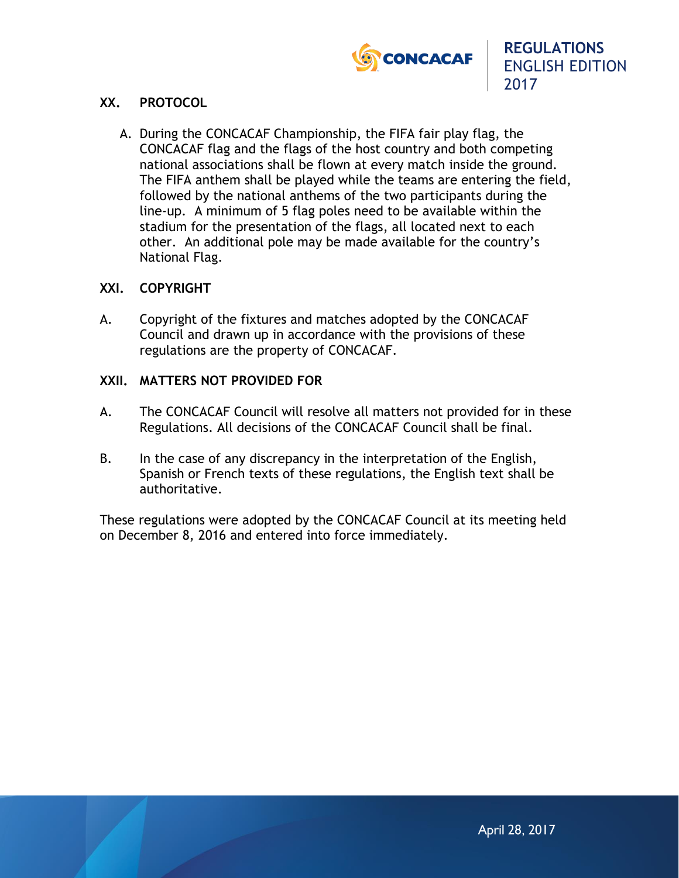## XX. PROTOCOL

A. During the CONCACAF Championship, the FIFA fair play flag, the CONCACAF flag and the flags of the host country and both competing national associations shall be flown at every match inside the ground. The FIFA anthem shall be played while the teams are entering the field, followed by the national anthems of the two participants during the line-up. A minimum of 5 flag poles need to be available within the stadium for the presentation of the flags, all located next to each other. An additional pole may be made available for the country's National Flag.

## XXI. COPYRIGHT

A. Copyright of the fixtures and matches adopted by the CONCACAF Council and drawn up in accordance with the provisions of these regulations are the property of CONCACAF.

## XXII. MATTERS NOT PROVIDED FOR

A. The CONCACAF Council will resolve all matters not provided for in these Regulations. All decisions of the CONCACAF Council shall be final.

B. In the case of any discrepancy in the interpretation of the English, Spanish or French texts of these regulations, the English text shall be authoritative.

These regulations were adopted by the CONCACAF Council at its meeting held on December 8, 2016 and entered into force immediately.